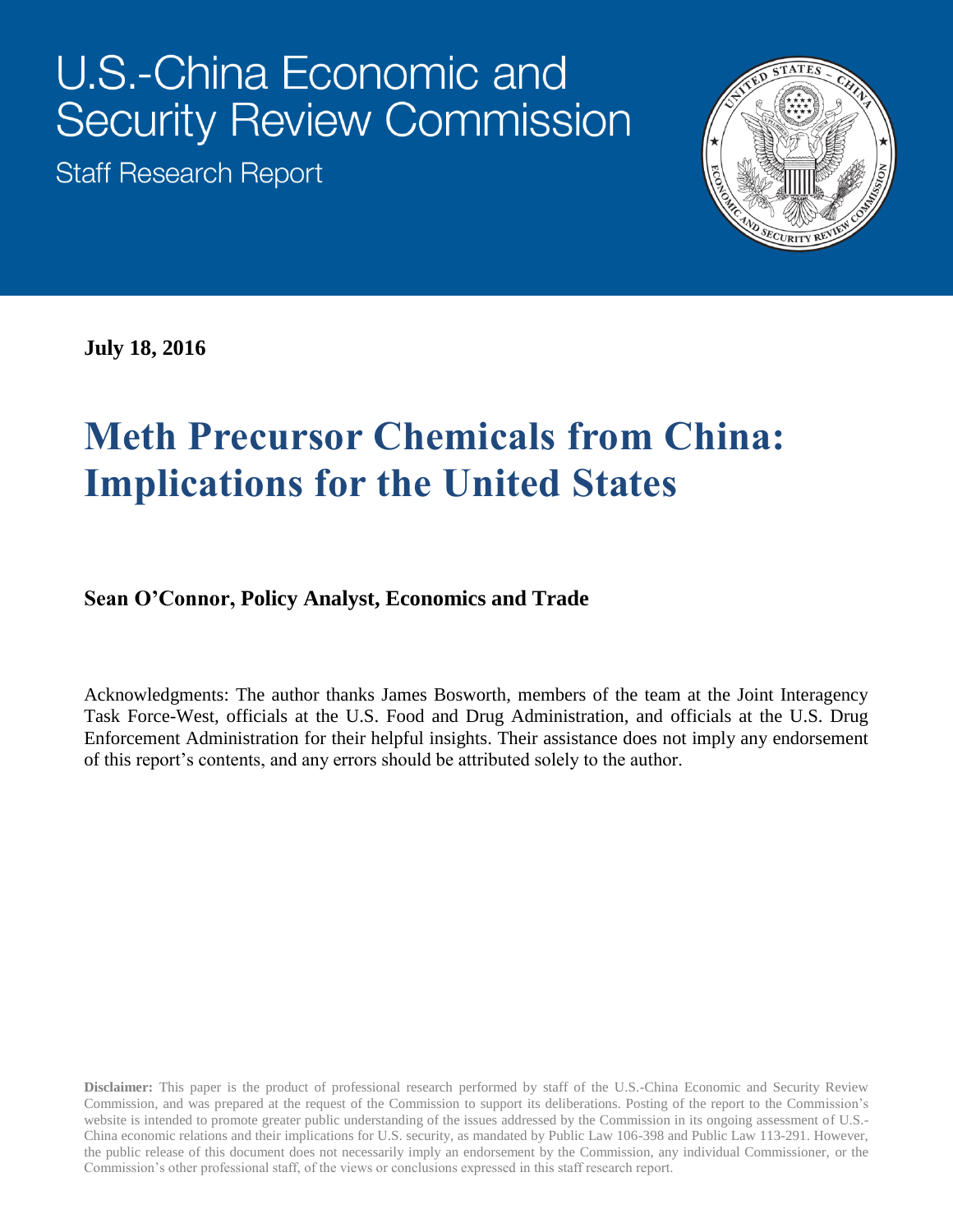# U.S.-China Economic and Security Review Commission

Staff Research Report

**July 18, 2016**

# Meth Precursor Chemicals from China: Implications for the United States

**Sean O'Connor, Policy Analyst, Economics and Trade**

Acknowledgments: The author thanks James Bosworth, members of the team at the Joint Interagency Task Force-West, officials at the U.S. Food and Drug Administration, and officials at the U.S. Drug Enforcement Administration for their helpful insights. Their assistance does not imply any endorsement of this report's contents, and any errors should be attributed solely to the author.

**Disclaimer:** This paper is the product of professional research performed by staff of the U.S.-China Economic and Security Review Commission, and was prepared at the request of the Commission to support its deliberations. Posting of the report to the Commission's website is intended to promote greater public understanding of the issues addressed by the Commission in its ongoing assessment of U.S.-China economic relations and their implications for U.S. security, as mandated by Public Law 106-398 and Public Law 113-291. However, the public release of this document does not necessarily imply an endorsement by the Commission, any individual Commissioner, or the Commission's other professional staff, of the views or conclusions expressed in this staff research report.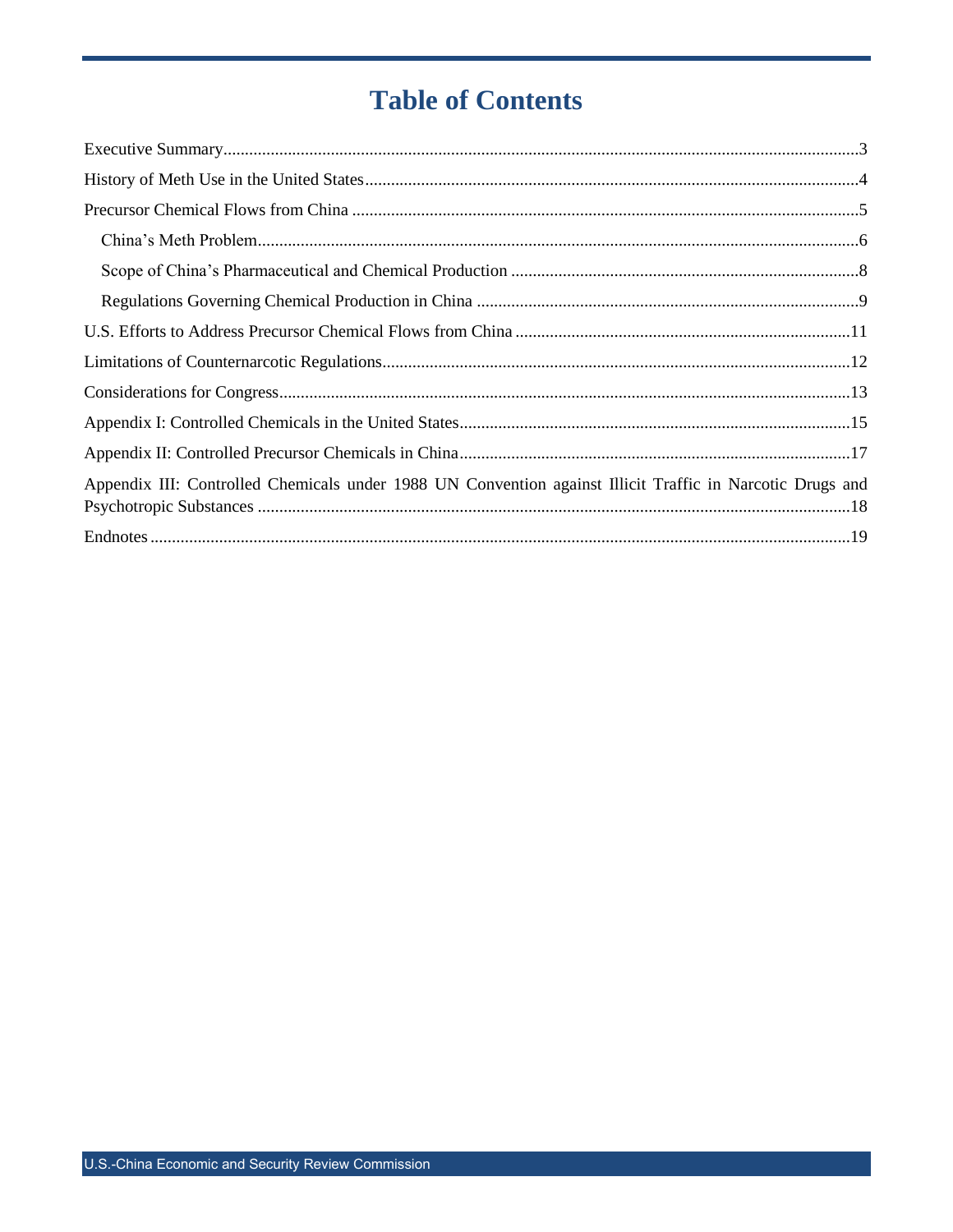# Table of Contents

Executive Summary....3

History of Meth Use in the United States....4

Precursor Chemical Flows from China....5

- China's Meth Problem....6
- Scope of China's Pharmaceutical and Chemical Production....8
- Regulations Governing Chemical Production in China....9

U.S. Efforts to Address Precursor Chemical Flows from China....11

Limitations of Counternarcotic Regulations....12

Considerations for Congress....13

Appendix I: Controlled Chemicals in the United States....15

Appendix II: Controlled Precursor Chemicals in China....17

Appendix III: Controlled Chemicals under 1988 UN Convention against Illicit Traffic in Narcotic Drugs and Psychotropic Substances....18

Endnotes....19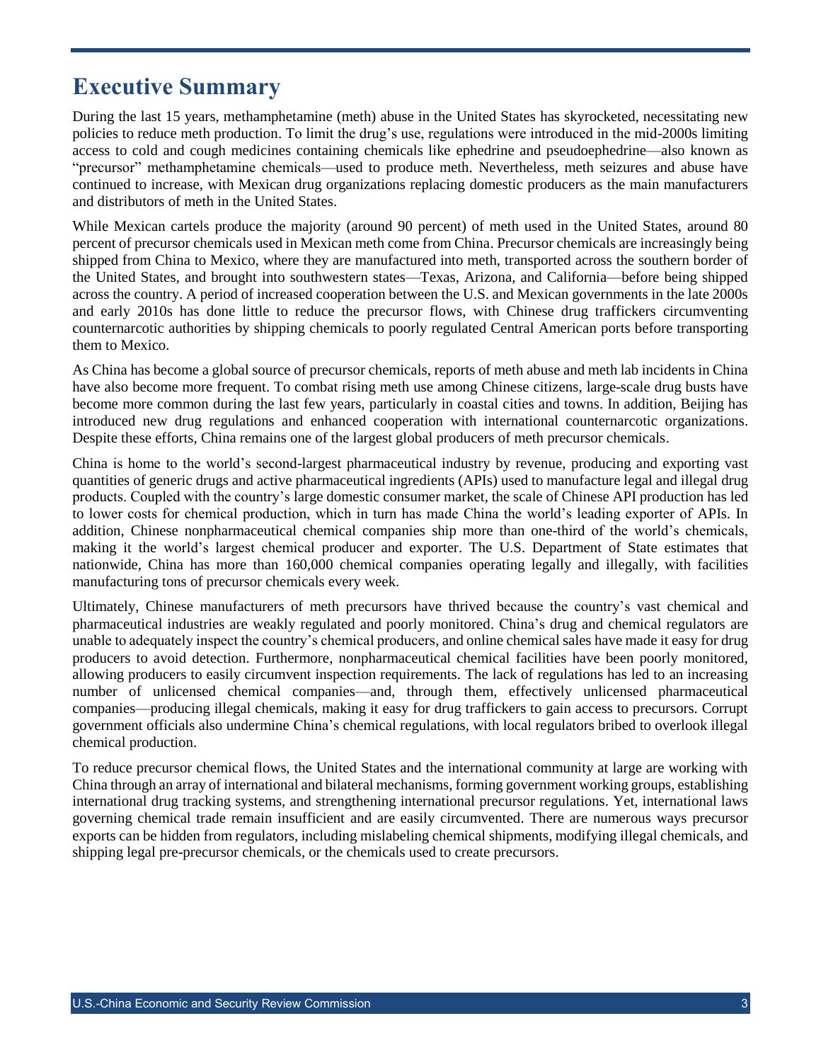# Executive Summary

During the last 15 years, methamphetamine (meth) abuse in the United States has skyrocketed, necessitating new policies to reduce meth production. To limit the drug's use, regulations were introduced in the mid-2000s limiting access to cold and cough medicines containing chemicals like ephedrine and pseudoephedrine—also known as "precursor" methamphetamine chemicals—used to produce meth. Nevertheless, meth seizures and abuse have continued to increase, with Mexican drug organizations replacing domestic producers as the main manufacturers and distributors of meth in the United States.

While Mexican cartels produce the majority (around 90 percent) of meth used in the United States, around 80 percent of precursor chemicals used in Mexican meth come from China. Precursor chemicals are increasingly being shipped from China to Mexico, where they are manufactured into meth, transported across the southern border of the United States, and brought into southwestern states—Texas, Arizona, and California—before being shipped across the country. A period of increased cooperation between the U.S. and Mexican governments in the late 2000s and early 2010s has done little to reduce the precursor flows, with Chinese drug traffickers circumventing counternarcotic authorities by shipping chemicals to poorly regulated Central American ports before transporting them to Mexico.

As China has become a global source of precursor chemicals, reports of meth abuse and meth lab incidents in China have also become more frequent. To combat rising meth use among Chinese citizens, large-scale drug busts have become more common during the last few years, particularly in coastal cities and towns. In addition, Beijing has introduced new drug regulations and enhanced cooperation with international counternarcotic organizations. Despite these efforts, China remains one of the largest global producers of meth precursor chemicals.

China is home to the world's second-largest pharmaceutical industry by revenue, producing and exporting vast quantities of generic drugs and active pharmaceutical ingredients (APIs) used to manufacture legal and illegal drug products. Coupled with the country's large domestic consumer market, the scale of Chinese API production has led to lower costs for chemical production, which in turn has made China the world's leading exporter of APIs. In addition, Chinese nonpharmaceutical chemical companies ship more than one-third of the world's chemicals, making it the world's largest chemical producer and exporter. The U.S. Department of State estimates that nationwide, China has more than 160,000 chemical companies operating legally and illegally, with facilities manufacturing tons of precursor chemicals every week.

Ultimately, Chinese manufacturers of meth precursors have thrived because the country's vast chemical and pharmaceutical industries are weakly regulated and poorly monitored. China's drug and chemical regulators are unable to adequately inspect the country's chemical producers, and online chemical sales have made it easy for drug producers to avoid detection. Furthermore, nonpharmaceutical chemical facilities have been poorly monitored, allowing producers to easily circumvent inspection requirements. The lack of regulations has led to an increasing number of unlicensed chemical companies—and, through them, effectively unlicensed pharmaceutical companies—producing illegal chemicals, making it easy for drug traffickers to gain access to precursors. Corrupt government officials also undermine China's chemical regulations, with local regulators bribed to overlook illegal chemical production.

To reduce precursor chemical flows, the United States and the international community at large are working with China through an array of international and bilateral mechanisms, forming government working groups, establishing international drug tracking systems, and strengthening international precursor regulations. Yet, international laws governing chemical trade remain insufficient and are easily circumvented. There are numerous ways precursor exports can be hidden from regulators, including mislabeling chemical shipments, modifying illegal chemicals, and shipping legal pre-precursor chemicals, or the chemicals used to create precursors.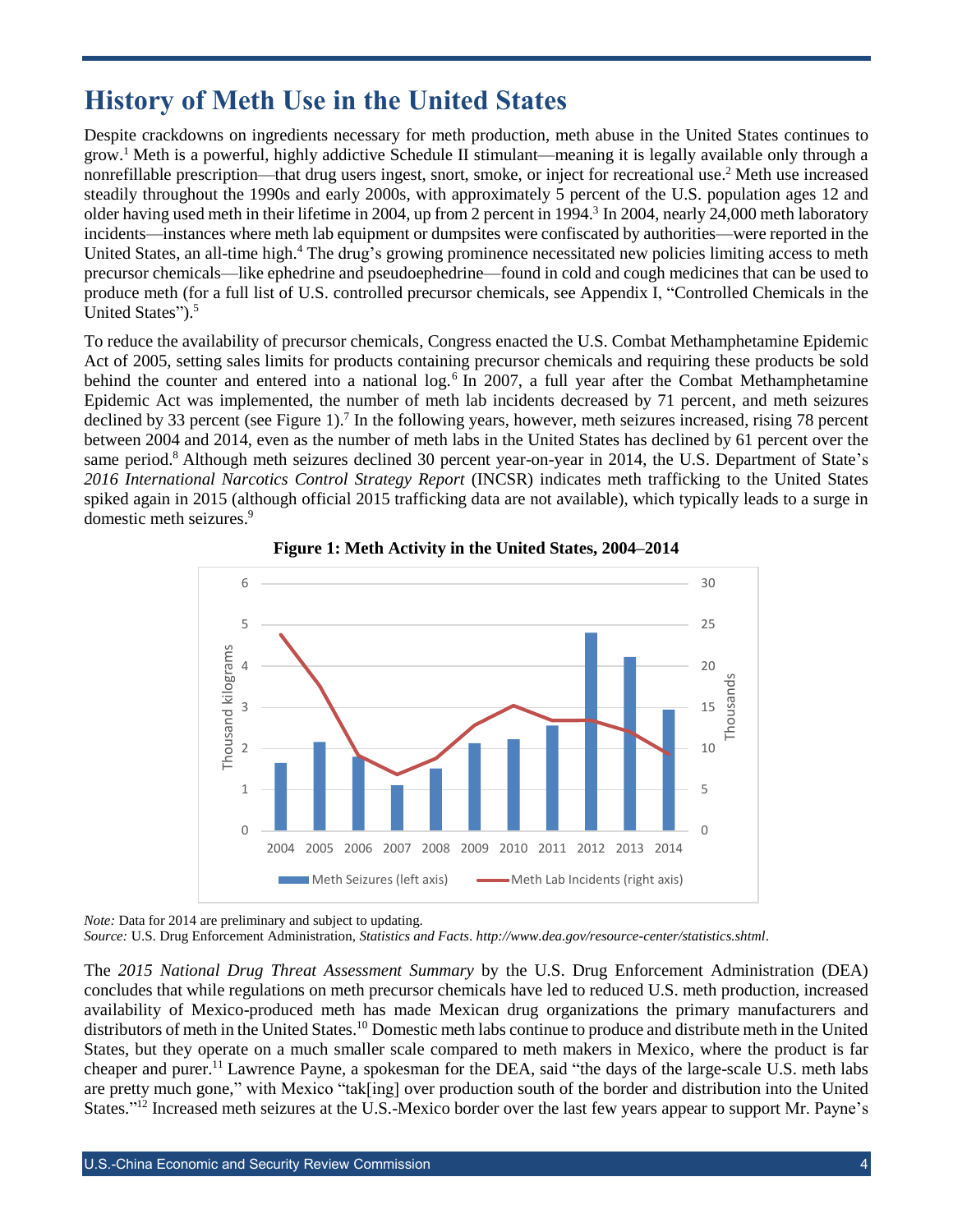# History of Meth Use in the United States

Despite crackdowns on ingredients necessary for meth production, meth abuse in the United States continues to grow.[1] Meth is a powerful, highly addictive Schedule II stimulant—meaning it is legally available only through a nonrefillable prescription—that drug users ingest, snort, smoke, or inject for recreational use.[2] Meth use increased steadily throughout the 1990s and early 2000s, with approximately 5 percent of the U.S. population ages 12 and older having used meth in their lifetime in 2004, up from 2 percent in 1994.[3] In 2004, nearly 24,000 meth laboratory incidents—instances where meth lab equipment or dumpsites were confiscated by authorities—were reported in the United States, an all-time high.[4] The drug's growing prominence necessitated new policies limiting access to meth precursor chemicals—like ephedrine and pseudoephedrine—found in cold and cough medicines that can be used to produce meth (for a full list of U.S. controlled precursor chemicals, see Appendix I, "Controlled Chemicals in the United States").[5]

To reduce the availability of precursor chemicals, Congress enacted the U.S. Combat Methamphetamine Epidemic Act of 2005, setting sales limits for products containing precursor chemicals and requiring these products be sold behind the counter and entered into a national log.[6] In 2007, a full year after the Combat Methamphetamine Epidemic Act was implemented, the number of meth lab incidents decreased by 71 percent, and meth seizures declined by 33 percent (see Figure 1).[7] In the following years, however, meth seizures increased, rising 78 percent between 2004 and 2014, even as the number of meth labs in the United States has declined by 61 percent over the same period.[8] Although meth seizures declined 30 percent year-on-year in 2014, the U.S. Department of State's *2016 International Narcotics Control Strategy Report* (INCSR) indicates meth trafficking to the United States spiked again in 2015 (although official 2015 trafficking data are not available), which typically leads to a surge in domestic meth seizures.[9]

**Figure 1: Meth Activity in the United States, 2004–2014**

*Note:* Data for 2014 are preliminary and subject to updating.
*Source:* U.S. Drug Enforcement Administration, *Statistics and Facts*. *http://www.dea.gov/resource-center/statistics.shtml*.

The *2015 National Drug Threat Assessment Summary* by the U.S. Drug Enforcement Administration (DEA) concludes that while regulations on meth precursor chemicals have led to reduced U.S. meth production, increased availability of Mexico-produced meth has made Mexican drug organizations the primary manufacturers and distributors of meth in the United States.[10] Domestic meth labs continue to produce and distribute meth in the United States, but they operate on a much smaller scale compared to meth makers in Mexico, where the product is far cheaper and purer.[11] Lawrence Payne, a spokesman for the DEA, said "the days of the large-scale U.S. meth labs are pretty much gone," with Mexico "tak[ing] over production south of the border and distribution into the United States."[12] Increased meth seizures at the U.S.-Mexico border over the last few years appear to support Mr. Payne's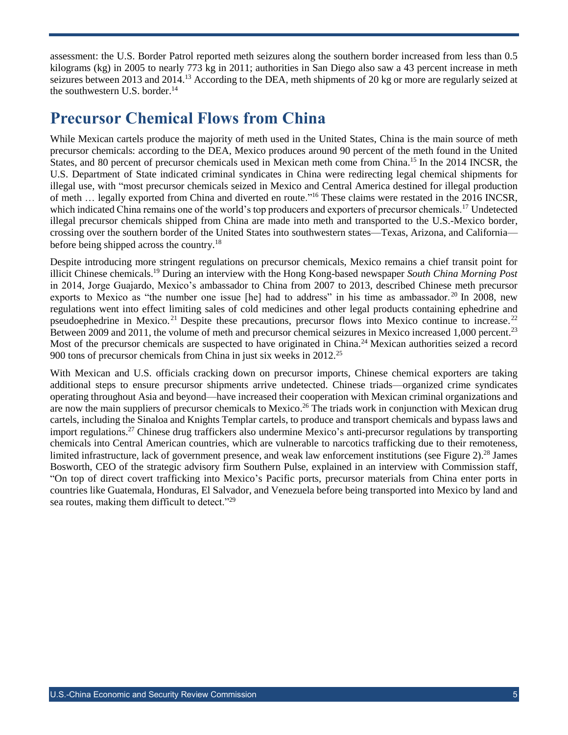assessment: the U.S. Border Patrol reported meth seizures along the southern border increased from less than 0.5 kilograms (kg) in 2005 to nearly 773 kg in 2011; authorities in San Diego also saw a 43 percent increase in meth seizures between 2013 and 2014.[13] According to the DEA, meth shipments of 20 kg or more are regularly seized at the southwestern U.S. border.[14]

## Precursor Chemical Flows from China

While Mexican cartels produce the majority of meth used in the United States, China is the main source of meth precursor chemicals: according to the DEA, Mexico produces around 90 percent of the meth found in the United States, and 80 percent of precursor chemicals used in Mexican meth come from China.[15] In the 2014 INCSR, the U.S. Department of State indicated criminal syndicates in China were redirecting legal chemical shipments for illegal use, with "most precursor chemicals seized in Mexico and Central America destined for illegal production of meth … legally exported from China and diverted en route."[16] These claims were restated in the 2016 INCSR, which indicated China remains one of the world's top producers and exporters of precursor chemicals.[17] Undetected illegal precursor chemicals shipped from China are made into meth and transported to the U.S.-Mexico border, crossing over the southern border of the United States into southwestern states—Texas, Arizona, and California—before being shipped across the country.[18]

Despite introducing more stringent regulations on precursor chemicals, Mexico remains a chief transit point for illicit Chinese chemicals.[19] During an interview with the Hong Kong-based newspaper *South China Morning Post* in 2014, Jorge Guajardo, Mexico's ambassador to China from 2007 to 2013, described Chinese meth precursor exports to Mexico as "the number one issue [he] had to address" in his time as ambassador.[20] In 2008, new regulations went into effect limiting sales of cold medicines and other legal products containing ephedrine and pseudoephedrine in Mexico.[21] Despite these precautions, precursor flows into Mexico continue to increase.[22] Between 2009 and 2011, the volume of meth and precursor chemical seizures in Mexico increased 1,000 percent.[23] Most of the precursor chemicals are suspected to have originated in China.[24] Mexican authorities seized a record 900 tons of precursor chemicals from China in just six weeks in 2012.[25]

With Mexican and U.S. officials cracking down on precursor imports, Chinese chemical exporters are taking additional steps to ensure precursor shipments arrive undetected. Chinese triads—organized crime syndicates operating throughout Asia and beyond—have increased their cooperation with Mexican criminal organizations and are now the main suppliers of precursor chemicals to Mexico.[26] The triads work in conjunction with Mexican drug cartels, including the Sinaloa and Knights Templar cartels, to produce and transport chemicals and bypass laws and import regulations.[27] Chinese drug traffickers also undermine Mexico's anti-precursor regulations by transporting chemicals into Central American countries, which are vulnerable to narcotics trafficking due to their remoteness, limited infrastructure, lack of government presence, and weak law enforcement institutions (see Figure 2).[28] James Bosworth, CEO of the strategic advisory firm Southern Pulse, explained in an interview with Commission staff, "On top of direct covert trafficking into Mexico's Pacific ports, precursor materials from China enter ports in countries like Guatemala, Honduras, El Salvador, and Venezuela before being transported into Mexico by land and sea routes, making them difficult to detect."[29]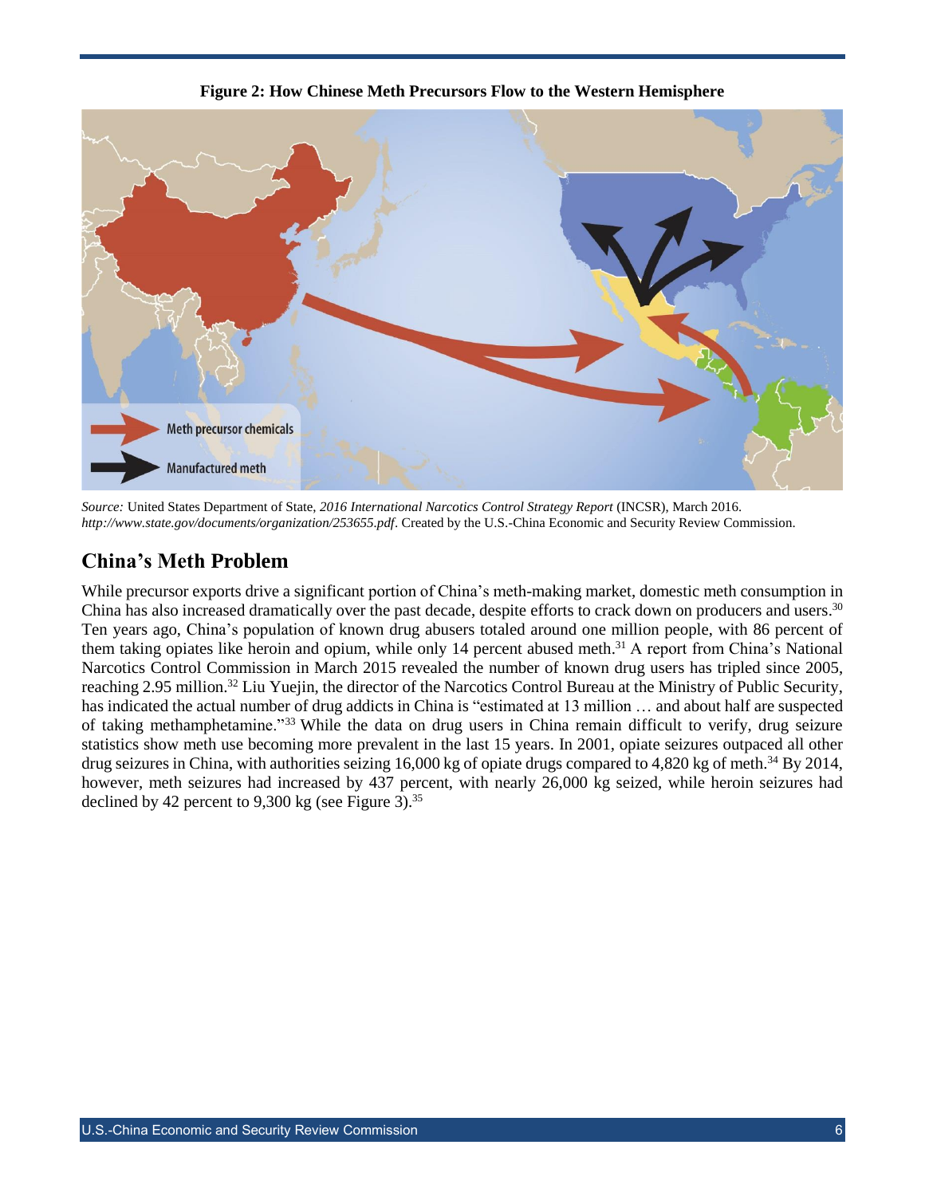**Figure 2: How Chinese Meth Precursors Flow to the Western Hemisphere**

Meth precursor chemicals

Manufactured meth

*Source:* United States Department of State, *2016 International Narcotics Control Strategy Report* (INCSR), March 2016. *http://www.state.gov/documents/organization/253655.pdf*. Created by the U.S.-China Economic and Security Review Commission.

## China's Meth Problem

While precursor exports drive a significant portion of China's meth-making market, domestic meth consumption in China has also increased dramatically over the past decade, despite efforts to crack down on producers and users.[30] Ten years ago, China's population of known drug abusers totaled around one million people, with 86 percent of them taking opiates like heroin and opium, while only 14 percent abused meth.[31] A report from China's National Narcotics Control Commission in March 2015 revealed the number of known drug users has tripled since 2005, reaching 2.95 million.[32] Liu Yuejin, the director of the Narcotics Control Bureau at the Ministry of Public Security, has indicated the actual number of drug addicts in China is "estimated at 13 million … and about half are suspected of taking methamphetamine."[33] While the data on drug users in China remain difficult to verify, drug seizure statistics show meth use becoming more prevalent in the last 15 years. In 2001, opiate seizures outpaced all other drug seizures in China, with authorities seizing 16,000 kg of opiate drugs compared to 4,820 kg of meth.[34] By 2014, however, meth seizures had increased by 437 percent, with nearly 26,000 kg seized, while heroin seizures had declined by 42 percent to 9,300 kg (see Figure 3).[35]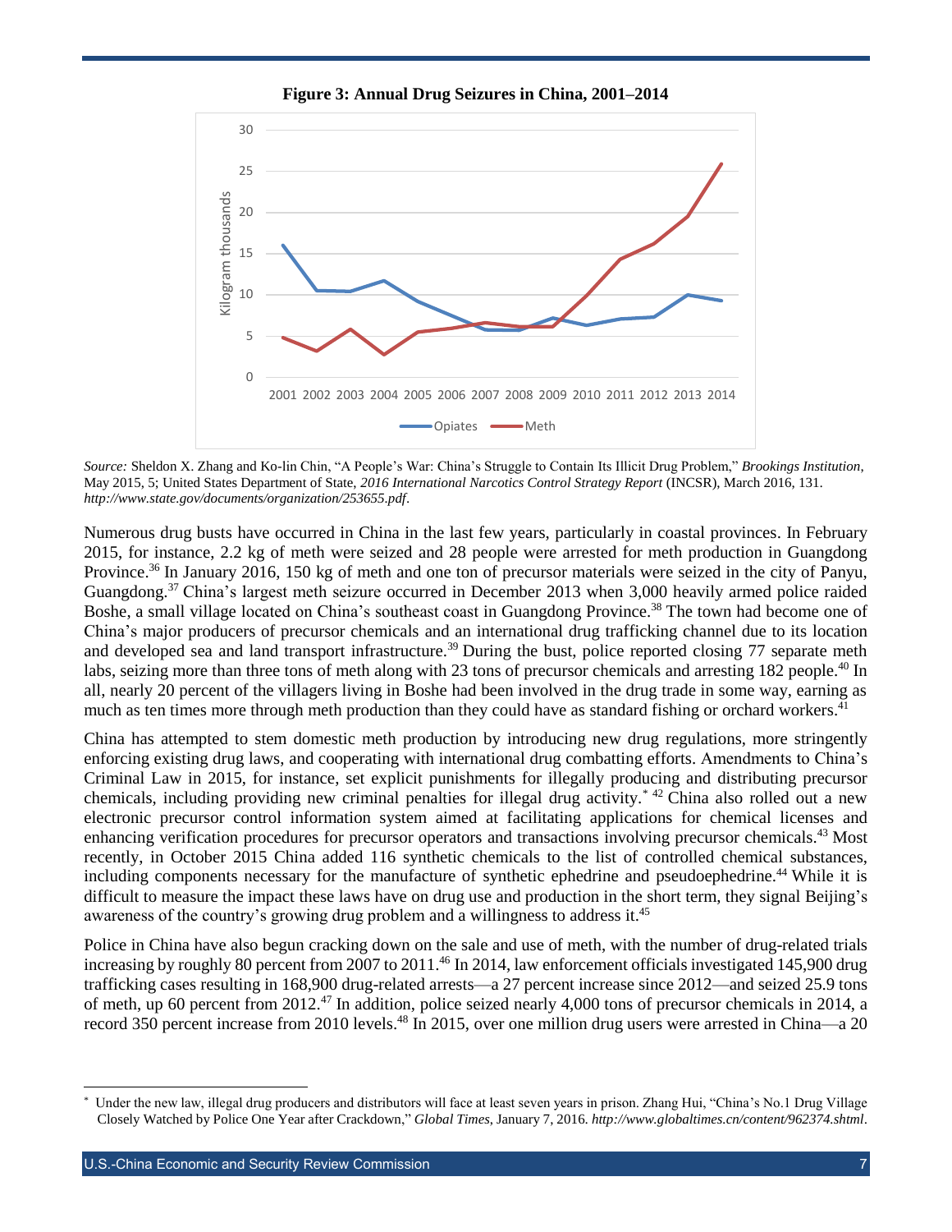**Figure 3: Annual Drug Seizures in China, 2001–2014**

*Source:* Sheldon X. Zhang and Ko-lin Chin, "A People's War: China's Struggle to Contain Its Illicit Drug Problem," *Brookings Institution*, May 2015, 5; United States Department of State, *2016 International Narcotics Control Strategy Report* (INCSR), March 2016, 131. *http://www.state.gov/documents/organization/253655.pdf*.

Numerous drug busts have occurred in China in the last few years, particularly in coastal provinces. In February 2015, for instance, 2.2 kg of meth were seized and 28 people were arrested for meth production in Guangdong Province.[36] In January 2016, 150 kg of meth and one ton of precursor materials were seized in the city of Panyu, Guangdong.[37] China's largest meth seizure occurred in December 2013 when 3,000 heavily armed police raided Boshe, a small village located on China's southeast coast in Guangdong Province.[38] The town had become one of China's major producers of precursor chemicals and an international drug trafficking channel due to its location and developed sea and land transport infrastructure.[39] During the bust, police reported closing 77 separate meth labs, seizing more than three tons of meth along with 23 tons of precursor chemicals and arresting 182 people.[40] In all, nearly 20 percent of the villagers living in Boshe had been involved in the drug trade in some way, earning as much as ten times more through meth production than they could have as standard fishing or orchard workers.[41]

China has attempted to stem domestic meth production by introducing new drug regulations, more stringently enforcing existing drug laws, and cooperating with international drug combatting efforts. Amendments to China's Criminal Law in 2015, for instance, set explicit punishments for illegally producing and distributing precursor chemicals, including providing new criminal penalties for illegal drug activity.* [42] China also rolled out a new electronic precursor control information system aimed at facilitating applications for chemical licenses and enhancing verification procedures for precursor operators and transactions involving precursor chemicals.[43] Most recently, in October 2015 China added 116 synthetic chemicals to the list of controlled chemical substances, including components necessary for the manufacture of synthetic ephedrine and pseudoephedrine.[44] While it is difficult to measure the impact these laws have on drug use and production in the short term, they signal Beijing's awareness of the country's growing drug problem and a willingness to address it.[45]

Police in China have also begun cracking down on the sale and use of meth, with the number of drug-related trials increasing by roughly 80 percent from 2007 to 2011.[46] In 2014, law enforcement officials investigated 145,900 drug trafficking cases resulting in 168,900 drug-related arrests—a 27 percent increase since 2012—and seized 25.9 tons of meth, up 60 percent from 2012.[47] In addition, police seized nearly 4,000 tons of precursor chemicals in 2014, a record 350 percent increase from 2010 levels.[48] In 2015, over one million drug users were arrested in China—a 20

---

\* Under the new law, illegal drug producers and distributors will face at least seven years in prison. Zhang Hui, "China's No.1 Drug Village Closely Watched by Police One Year after Crackdown," *Global Times*, January 7, 2016. *http://www.globaltimes.cn/content/962374.shtml*.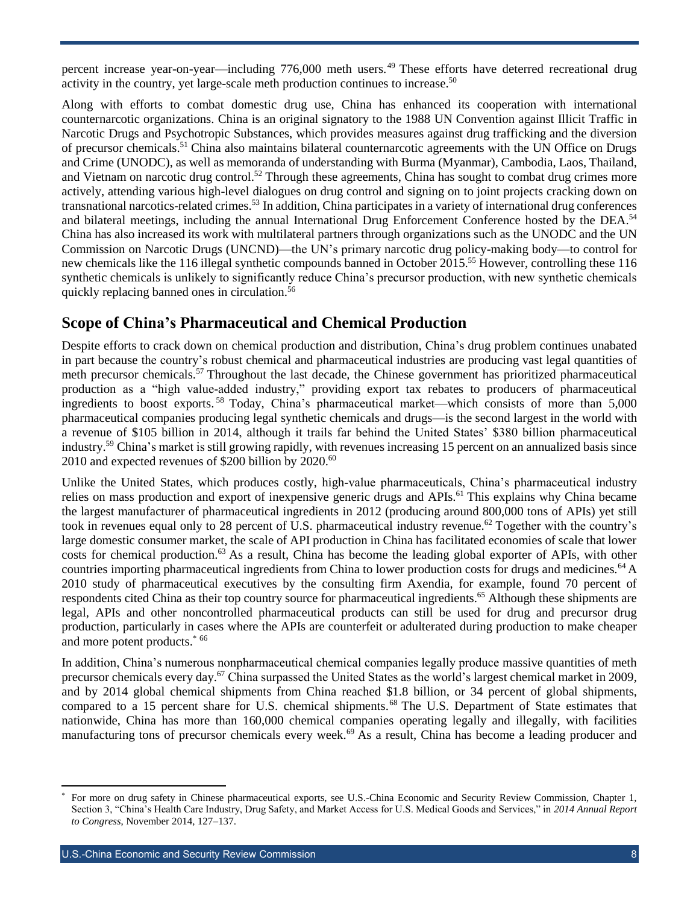percent increase year-on-year—including 776,000 meth users.[49] These efforts have deterred recreational drug activity in the country, yet large-scale meth production continues to increase.[50]

Along with efforts to combat domestic drug use, China has enhanced its cooperation with international counternarcotic organizations. China is an original signatory to the 1988 UN Convention against Illicit Traffic in Narcotic Drugs and Psychotropic Substances, which provides measures against drug trafficking and the diversion of precursor chemicals.[51] China also maintains bilateral counternarcotic agreements with the UN Office on Drugs and Crime (UNODC), as well as memoranda of understanding with Burma (Myanmar), Cambodia, Laos, Thailand, and Vietnam on narcotic drug control.[52] Through these agreements, China has sought to combat drug crimes more actively, attending various high-level dialogues on drug control and signing on to joint projects cracking down on transnational narcotics-related crimes.[53] In addition, China participates in a variety of international drug conferences and bilateral meetings, including the annual International Drug Enforcement Conference hosted by the DEA.[54] China has also increased its work with multilateral partners through organizations such as the UNODC and the UN Commission on Narcotic Drugs (UNCND)—the UN's primary narcotic drug policy-making body—to control for new chemicals like the 116 illegal synthetic compounds banned in October 2015.[55] However, controlling these 116 synthetic chemicals is unlikely to significantly reduce China's precursor production, with new synthetic chemicals quickly replacing banned ones in circulation.[56]

## Scope of China's Pharmaceutical and Chemical Production

Despite efforts to crack down on chemical production and distribution, China's drug problem continues unabated in part because the country's robust chemical and pharmaceutical industries are producing vast legal quantities of meth precursor chemicals.[57] Throughout the last decade, the Chinese government has prioritized pharmaceutical production as a "high value-added industry," providing export tax rebates to producers of pharmaceutical ingredients to boost exports.[58] Today, China's pharmaceutical market—which consists of more than 5,000 pharmaceutical companies producing legal synthetic chemicals and drugs—is the second largest in the world with a revenue of $105 billion in 2014, although it trails far behind the United States' $380 billion pharmaceutical industry.[59] China's market is still growing rapidly, with revenues increasing 15 percent on an annualized basis since 2010 and expected revenues of $200 billion by 2020.[60]

Unlike the United States, which produces costly, high-value pharmaceuticals, China's pharmaceutical industry relies on mass production and export of inexpensive generic drugs and APIs.[61] This explains why China became the largest manufacturer of pharmaceutical ingredients in 2012 (producing around 800,000 tons of APIs) yet still took in revenues equal only to 28 percent of U.S. pharmaceutical industry revenue.[62] Together with the country's large domestic consumer market, the scale of API production in China has facilitated economies of scale that lower costs for chemical production.[63] As a result, China has become the leading global exporter of APIs, with other countries importing pharmaceutical ingredients from China to lower production costs for drugs and medicines.[64] A 2010 study of pharmaceutical executives by the consulting firm Axendia, for example, found 70 percent of respondents cited China as their top country source for pharmaceutical ingredients.[65] Although these shipments are legal, APIs and other noncontrolled pharmaceutical products can still be used for drug and precursor drug production, particularly in cases where the APIs are counterfeit or adulterated during production to make cheaper and more potent products.[*] [66]

In addition, China's numerous nonpharmaceutical chemical companies legally produce massive quantities of meth precursor chemicals every day.[67] China surpassed the United States as the world's largest chemical market in 2009, and by 2014 global chemical shipments from China reached $1.8 billion, or 34 percent of global shipments, compared to a 15 percent share for U.S. chemical shipments.[68] The U.S. Department of State estimates that nationwide, China has more than 160,000 chemical companies operating legally and illegally, with facilities manufacturing tons of precursor chemicals every week.[69] As a result, China has become a leading producer and

---

[*] For more on drug safety in Chinese pharmaceutical exports, see U.S.-China Economic and Security Review Commission, Chapter 1, Section 3, "China's Health Care Industry, Drug Safety, and Market Access for U.S. Medical Goods and Services," in *2014 Annual Report to Congress,* November 2014, 127–137.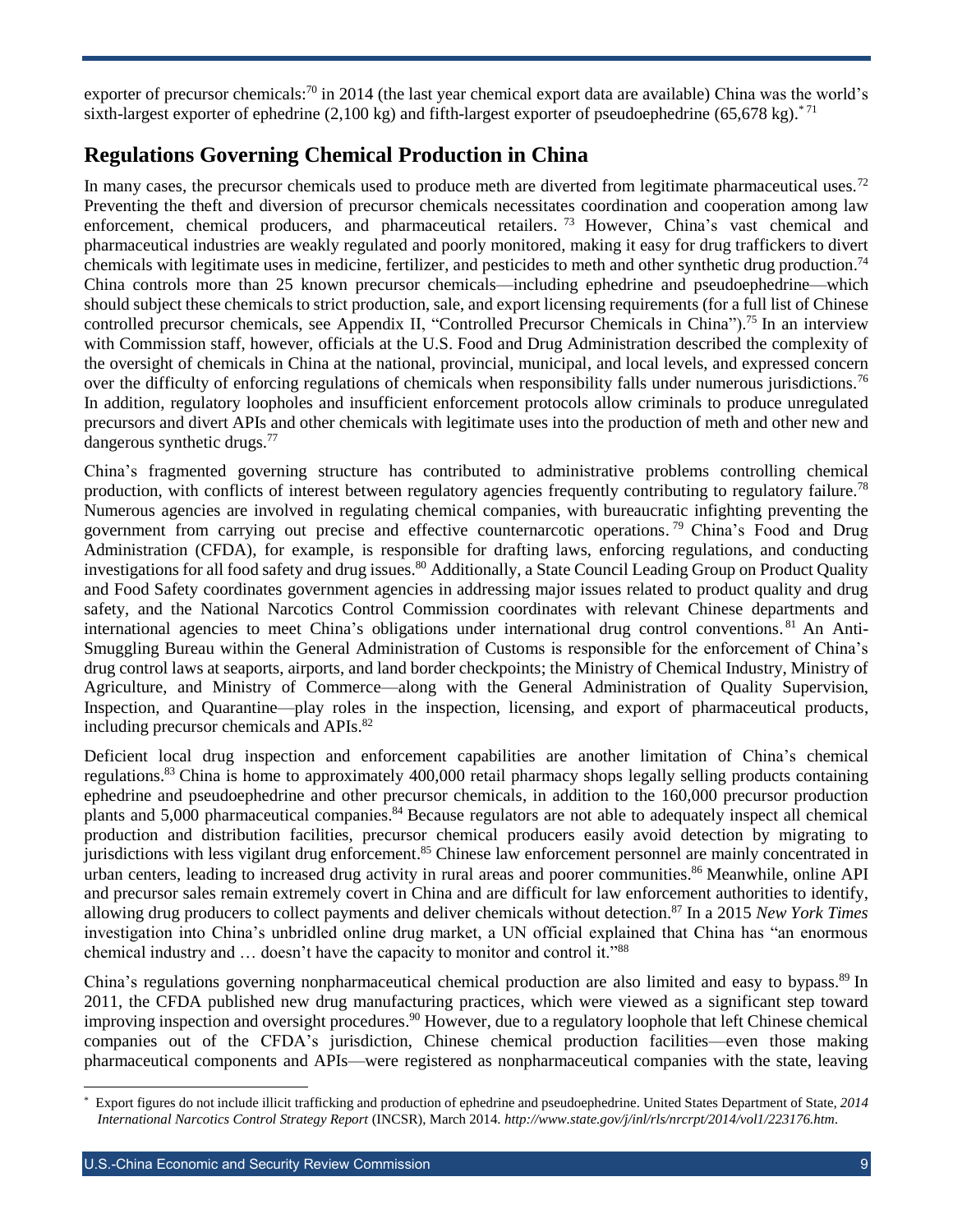exporter of precursor chemicals:[70] in 2014 (the last year chemical export data are available) China was the world's sixth-largest exporter of ephedrine (2,100 kg) and fifth-largest exporter of pseudoephedrine (65,678 kg).[*] [71]

## Regulations Governing Chemical Production in China

In many cases, the precursor chemicals used to produce meth are diverted from legitimate pharmaceutical uses.[72] Preventing the theft and diversion of precursor chemicals necessitates coordination and cooperation among law enforcement, chemical producers, and pharmaceutical retailers.[73] However, China's vast chemical and pharmaceutical industries are weakly regulated and poorly monitored, making it easy for drug traffickers to divert chemicals with legitimate uses in medicine, fertilizer, and pesticides to meth and other synthetic drug production.[74] China controls more than 25 known precursor chemicals—including ephedrine and pseudoephedrine—which should subject these chemicals to strict production, sale, and export licensing requirements (for a full list of Chinese controlled precursor chemicals, see Appendix II, "Controlled Precursor Chemicals in China").[75] In an interview with Commission staff, however, officials at the U.S. Food and Drug Administration described the complexity of the oversight of chemicals in China at the national, provincial, municipal, and local levels, and expressed concern over the difficulty of enforcing regulations of chemicals when responsibility falls under numerous jurisdictions.[76] In addition, regulatory loopholes and insufficient enforcement protocols allow criminals to produce unregulated precursors and divert APIs and other chemicals with legitimate uses into the production of meth and other new and dangerous synthetic drugs.[77]

China's fragmented governing structure has contributed to administrative problems controlling chemical production, with conflicts of interest between regulatory agencies frequently contributing to regulatory failure.[78] Numerous agencies are involved in regulating chemical companies, with bureaucratic infighting preventing the government from carrying out precise and effective counternarcotic operations.[79] China's Food and Drug Administration (CFDA), for example, is responsible for drafting laws, enforcing regulations, and conducting investigations for all food safety and drug issues.[80] Additionally, a State Council Leading Group on Product Quality and Food Safety coordinates government agencies in addressing major issues related to product quality and drug safety, and the National Narcotics Control Commission coordinates with relevant Chinese departments and international agencies to meet China's obligations under international drug control conventions.[81] An Anti-Smuggling Bureau within the General Administration of Customs is responsible for the enforcement of China's drug control laws at seaports, airports, and land border checkpoints; the Ministry of Chemical Industry, Ministry of Agriculture, and Ministry of Commerce—along with the General Administration of Quality Supervision, Inspection, and Quarantine—play roles in the inspection, licensing, and export of pharmaceutical products, including precursor chemicals and APIs.[82]

Deficient local drug inspection and enforcement capabilities are another limitation of China's chemical regulations.[83] China is home to approximately 400,000 retail pharmacy shops legally selling products containing ephedrine and pseudoephedrine and other precursor chemicals, in addition to the 160,000 precursor production plants and 5,000 pharmaceutical companies.[84] Because regulators are not able to adequately inspect all chemical production and distribution facilities, precursor chemical producers easily avoid detection by migrating to jurisdictions with less vigilant drug enforcement.[85] Chinese law enforcement personnel are mainly concentrated in urban centers, leading to increased drug activity in rural areas and poorer communities.[86] Meanwhile, online API and precursor sales remain extremely covert in China and are difficult for law enforcement authorities to identify, allowing drug producers to collect payments and deliver chemicals without detection.[87] In a 2015 *New York Times* investigation into China's unbridled online drug market, a UN official explained that China has "an enormous chemical industry and … doesn't have the capacity to monitor and control it."[88]

China's regulations governing nonpharmaceutical chemical production are also limited and easy to bypass.[89] In 2011, the CFDA published new drug manufacturing practices, which were viewed as a significant step toward improving inspection and oversight procedures.[90] However, due to a regulatory loophole that left Chinese chemical companies out of the CFDA's jurisdiction, Chinese chemical production facilities—even those making pharmaceutical components and APIs—were registered as nonpharmaceutical companies with the state, leaving

---

[*] Export figures do not include illicit trafficking and production of ephedrine and pseudoephedrine. United States Department of State, *2014 International Narcotics Control Strategy Report* (INCSR), March 2014. *http://www.state.gov/j/inl/rls/nrcrpt/2014/vol1/223176.htm*.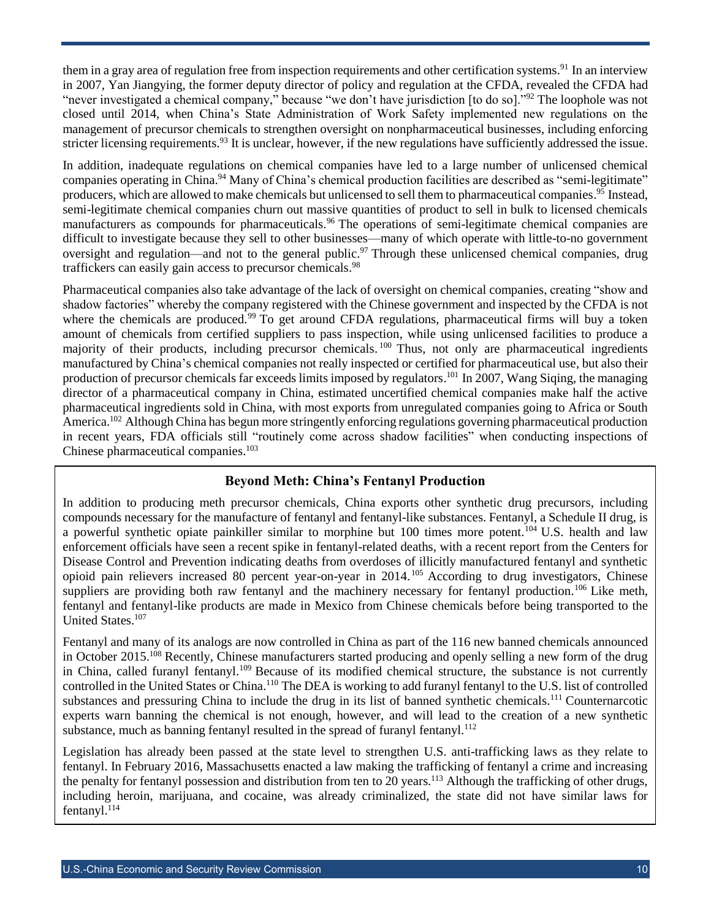them in a gray area of regulation free from inspection requirements and other certification systems.[91] In an interview in 2007, Yan Jiangying, the former deputy director of policy and regulation at the CFDA, revealed the CFDA had "never investigated a chemical company," because "we don't have jurisdiction [to do so]."[92] The loophole was not closed until 2014, when China's State Administration of Work Safety implemented new regulations on the management of precursor chemicals to strengthen oversight on nonpharmaceutical businesses, including enforcing stricter licensing requirements.[93] It is unclear, however, if the new regulations have sufficiently addressed the issue.

In addition, inadequate regulations on chemical companies have led to a large number of unlicensed chemical companies operating in China.[94] Many of China's chemical production facilities are described as "semi-legitimate" producers, which are allowed to make chemicals but unlicensed to sell them to pharmaceutical companies.[95] Instead, semi-legitimate chemical companies churn out massive quantities of product to sell in bulk to licensed chemicals manufacturers as compounds for pharmaceuticals.[96] The operations of semi-legitimate chemical companies are difficult to investigate because they sell to other businesses—many of which operate with little-to-no government oversight and regulation—and not to the general public.[97] Through these unlicensed chemical companies, drug traffickers can easily gain access to precursor chemicals.[98]

Pharmaceutical companies also take advantage of the lack of oversight on chemical companies, creating "show and shadow factories" whereby the company registered with the Chinese government and inspected by the CFDA is not where the chemicals are produced.[99] To get around CFDA regulations, pharmaceutical firms will buy a token amount of chemicals from certified suppliers to pass inspection, while using unlicensed facilities to produce a majority of their products, including precursor chemicals.[100] Thus, not only are pharmaceutical ingredients manufactured by China's chemical companies not really inspected or certified for pharmaceutical use, but also their production of precursor chemicals far exceeds limits imposed by regulators.[101] In 2007, Wang Siqing, the managing director of a pharmaceutical company in China, estimated uncertified chemical companies make half the active pharmaceutical ingredients sold in China, with most exports from unregulated companies going to Africa or South America.[102] Although China has begun more stringently enforcing regulations governing pharmaceutical production in recent years, FDA officials still "routinely come across shadow facilities" when conducting inspections of Chinese pharmaceutical companies.[103]

### Beyond Meth: China's Fentanyl Production

In addition to producing meth precursor chemicals, China exports other synthetic drug precursors, including compounds necessary for the manufacture of fentanyl and fentanyl-like substances. Fentanyl, a Schedule II drug, is a powerful synthetic opiate painkiller similar to morphine but 100 times more potent.[104] U.S. health and law enforcement officials have seen a recent spike in fentanyl-related deaths, with a recent report from the Centers for Disease Control and Prevention indicating deaths from overdoses of illicitly manufactured fentanyl and synthetic opioid pain relievers increased 80 percent year-on-year in 2014.[105] According to drug investigators, Chinese suppliers are providing both raw fentanyl and the machinery necessary for fentanyl production.[106] Like meth, fentanyl and fentanyl-like products are made in Mexico from Chinese chemicals before being transported to the United States.[107]

Fentanyl and many of its analogs are now controlled in China as part of the 116 new banned chemicals announced in October 2015.[108] Recently, Chinese manufacturers started producing and openly selling a new form of the drug in China, called furanyl fentanyl.[109] Because of its modified chemical structure, the substance is not currently controlled in the United States or China.[110] The DEA is working to add furanyl fentanyl to the U.S. list of controlled substances and pressuring China to include the drug in its list of banned synthetic chemicals.[111] Counternarcotic experts warn banning the chemical is not enough, however, and will lead to the creation of a new synthetic substance, much as banning fentanyl resulted in the spread of furanyl fentanyl.[112]

Legislation has already been passed at the state level to strengthen U.S. anti-trafficking laws as they relate to fentanyl. In February 2016, Massachusetts enacted a law making the trafficking of fentanyl a crime and increasing the penalty for fentanyl possession and distribution from ten to 20 years.[113] Although the trafficking of other drugs, including heroin, marijuana, and cocaine, was already criminalized, the state did not have similar laws for fentanyl.[114]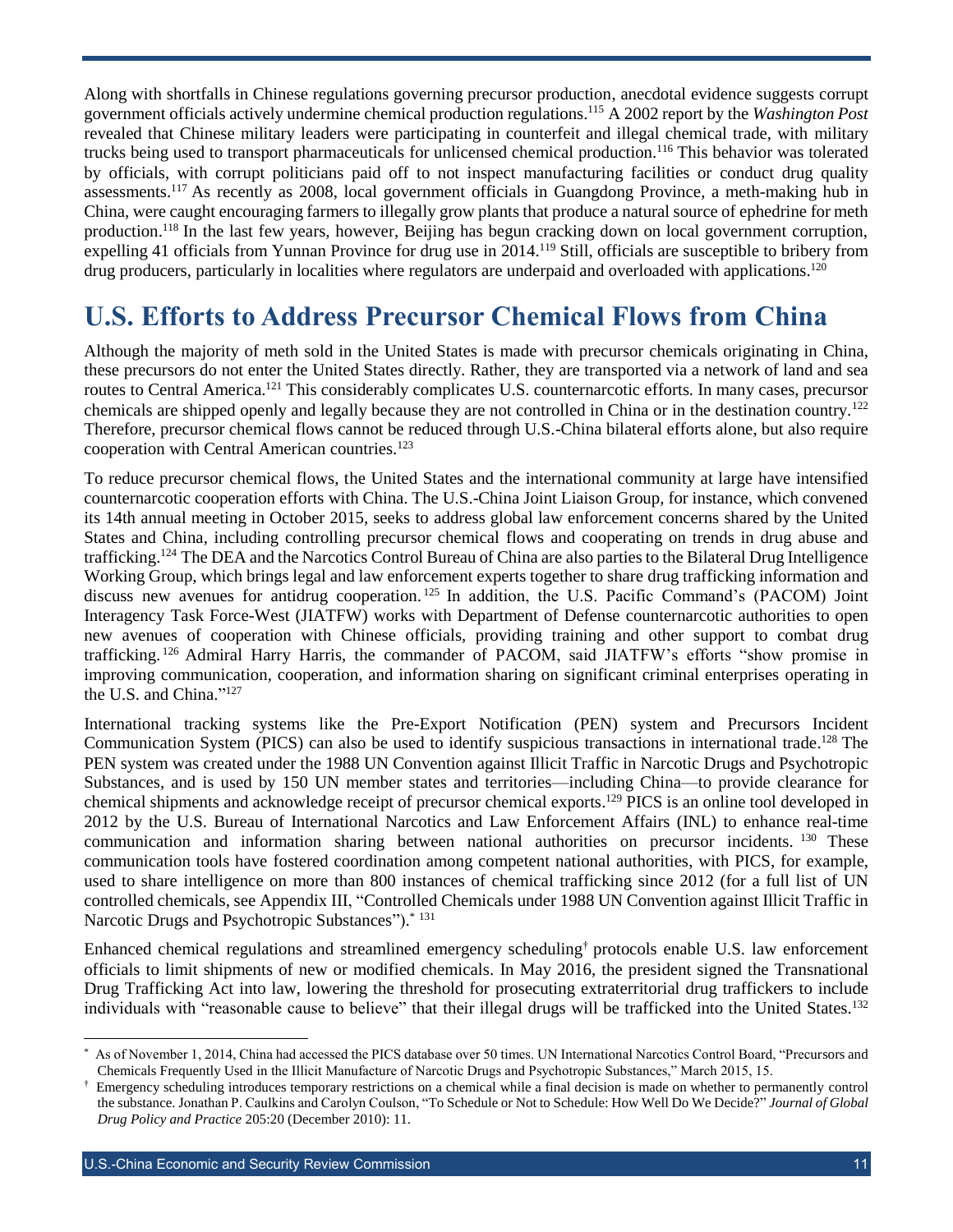Along with shortfalls in Chinese regulations governing precursor production, anecdotal evidence suggests corrupt government officials actively undermine chemical production regulations.[115] A 2002 report by the *Washington Post* revealed that Chinese military leaders were participating in counterfeit and illegal chemical trade, with military trucks being used to transport pharmaceuticals for unlicensed chemical production.[116] This behavior was tolerated by officials, with corrupt politicians paid off to not inspect manufacturing facilities or conduct drug quality assessments.[117] As recently as 2008, local government officials in Guangdong Province, a meth-making hub in China, were caught encouraging farmers to illegally grow plants that produce a natural source of ephedrine for meth production.[118] In the last few years, however, Beijing has begun cracking down on local government corruption, expelling 41 officials from Yunnan Province for drug use in 2014.[119] Still, officials are susceptible to bribery from drug producers, particularly in localities where regulators are underpaid and overloaded with applications.[120]

## U.S. Efforts to Address Precursor Chemical Flows from China

Although the majority of meth sold in the United States is made with precursor chemicals originating in China, these precursors do not enter the United States directly. Rather, they are transported via a network of land and sea routes to Central America.[121] This considerably complicates U.S. counternarcotic efforts. In many cases, precursor chemicals are shipped openly and legally because they are not controlled in China or in the destination country.[122] Therefore, precursor chemical flows cannot be reduced through U.S.-China bilateral efforts alone, but also require cooperation with Central American countries.[123]

To reduce precursor chemical flows, the United States and the international community at large have intensified counternarcotic cooperation efforts with China. The U.S.-China Joint Liaison Group, for instance, which convened its 14th annual meeting in October 2015, seeks to address global law enforcement concerns shared by the United States and China, including controlling precursor chemical flows and cooperating on trends in drug abuse and trafficking.[124] The DEA and the Narcotics Control Bureau of China are also parties to the Bilateral Drug Intelligence Working Group, which brings legal and law enforcement experts together to share drug trafficking information and discuss new avenues for antidrug cooperation.[125] In addition, the U.S. Pacific Command's (PACOM) Joint Interagency Task Force-West (JIATFW) works with Department of Defense counternarcotic authorities to open new avenues of cooperation with Chinese officials, providing training and other support to combat drug trafficking.[126] Admiral Harry Harris, the commander of PACOM, said JIATFW's efforts "show promise in improving communication, cooperation, and information sharing on significant criminal enterprises operating in the U.S. and China."[127]

International tracking systems like the Pre-Export Notification (PEN) system and Precursors Incident Communication System (PICS) can also be used to identify suspicious transactions in international trade.[128] The PEN system was created under the 1988 UN Convention against Illicit Traffic in Narcotic Drugs and Psychotropic Substances, and is used by 150 UN member states and territories—including China—to provide clearance for chemical shipments and acknowledge receipt of precursor chemical exports.[129] PICS is an online tool developed in 2012 by the U.S. Bureau of International Narcotics and Law Enforcement Affairs (INL) to enhance real-time communication and information sharing between national authorities on precursor incidents.[130] These communication tools have fostered coordination among competent national authorities, with PICS, for example, used to share intelligence on more than 800 instances of chemical trafficking since 2012 (for a full list of UN controlled chemicals, see Appendix III, "Controlled Chemicals under 1988 UN Convention against Illicit Traffic in Narcotic Drugs and Psychotropic Substances").[*] [131]

Enhanced chemical regulations and streamlined emergency scheduling[†] protocols enable U.S. law enforcement officials to limit shipments of new or modified chemicals. In May 2016, the president signed the Transnational Drug Trafficking Act into law, lowering the threshold for prosecuting extraterritorial drug traffickers to include individuals with "reasonable cause to believe" that their illegal drugs will be trafficked into the United States.[132]

---

[*] As of November 1, 2014, China had accessed the PICS database over 50 times. UN International Narcotics Control Board, "Precursors and Chemicals Frequently Used in the Illicit Manufacture of Narcotic Drugs and Psychotropic Substances," March 2015, 15.

[†] Emergency scheduling introduces temporary restrictions on a chemical while a final decision is made on whether to permanently control the substance. Jonathan P. Caulkins and Carolyn Coulson, "To Schedule or Not to Schedule: How Well Do We Decide?" *Journal of Global Drug Policy and Practice* 205:20 (December 2010): 11.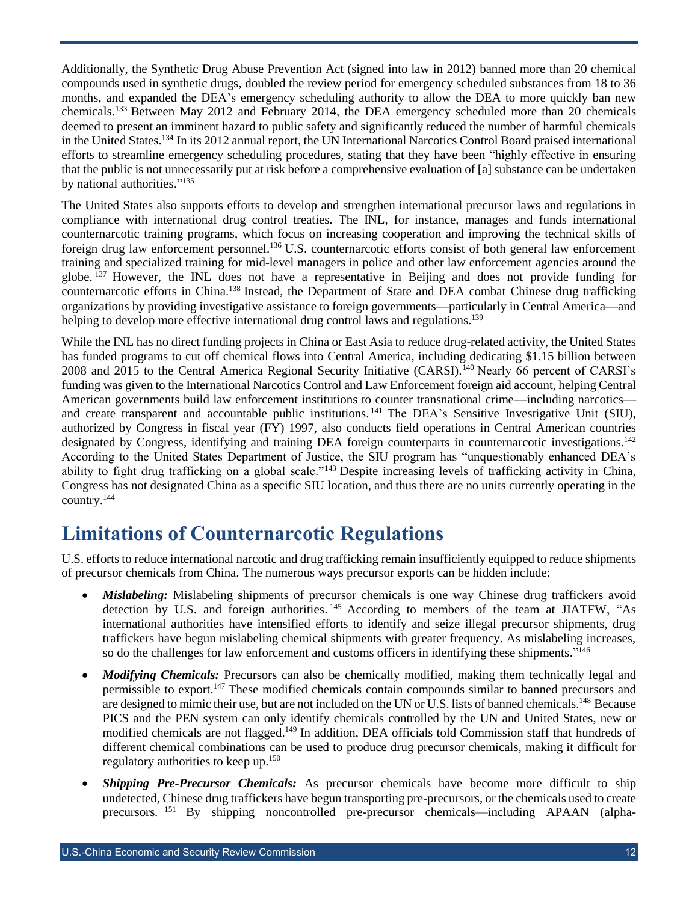Additionally, the Synthetic Drug Abuse Prevention Act (signed into law in 2012) banned more than 20 chemical compounds used in synthetic drugs, doubled the review period for emergency scheduled substances from 18 to 36 months, and expanded the DEA's emergency scheduling authority to allow the DEA to more quickly ban new chemicals.[133] Between May 2012 and February 2014, the DEA emergency scheduled more than 20 chemicals deemed to present an imminent hazard to public safety and significantly reduced the number of harmful chemicals in the United States.[134] In its 2012 annual report, the UN International Narcotics Control Board praised international efforts to streamline emergency scheduling procedures, stating that they have been "highly effective in ensuring that the public is not unnecessarily put at risk before a comprehensive evaluation of [a] substance can be undertaken by national authorities."[135]

The United States also supports efforts to develop and strengthen international precursor laws and regulations in compliance with international drug control treaties. The INL, for instance, manages and funds international counternarcotic training programs, which focus on increasing cooperation and improving the technical skills of foreign drug law enforcement personnel.[136] U.S. counternarcotic efforts consist of both general law enforcement training and specialized training for mid-level managers in police and other law enforcement agencies around the globe.[137] However, the INL does not have a representative in Beijing and does not provide funding for counternarcotic efforts in China.[138] Instead, the Department of State and DEA combat Chinese drug trafficking organizations by providing investigative assistance to foreign governments—particularly in Central America—and helping to develop more effective international drug control laws and regulations.[139]

While the INL has no direct funding projects in China or East Asia to reduce drug-related activity, the United States has funded programs to cut off chemical flows into Central America, including dedicating $1.15 billion between 2008 and 2015 to the Central America Regional Security Initiative (CARSI).[140] Nearly 66 percent of CARSI's funding was given to the International Narcotics Control and Law Enforcement foreign aid account, helping Central American governments build law enforcement institutions to counter transnational crime—including narcotics—and create transparent and accountable public institutions.[141] The DEA's Sensitive Investigative Unit (SIU), authorized by Congress in fiscal year (FY) 1997, also conducts field operations in Central American countries designated by Congress, identifying and training DEA foreign counterparts in counternarcotic investigations.[142] According to the United States Department of Justice, the SIU program has "unquestionably enhanced DEA's ability to fight drug trafficking on a global scale."[143] Despite increasing levels of trafficking activity in China, Congress has not designated China as a specific SIU location, and thus there are no units currently operating in the country.[144]

## Limitations of Counternarcotic Regulations

U.S. efforts to reduce international narcotic and drug trafficking remain insufficiently equipped to reduce shipments of precursor chemicals from China. The numerous ways precursor exports can be hidden include:

- ***Mislabeling:*** Mislabeling shipments of precursor chemicals is one way Chinese drug traffickers avoid detection by U.S. and foreign authorities.[145] According to members of the team at JIATFW, "As international authorities have intensified efforts to identify and seize illegal precursor shipments, drug traffickers have begun mislabeling chemical shipments with greater frequency. As mislabeling increases, so do the challenges for law enforcement and customs officers in identifying these shipments."[146]
- ***Modifying Chemicals:*** Precursors can also be chemically modified, making them technically legal and permissible to export.[147] These modified chemicals contain compounds similar to banned precursors and are designed to mimic their use, but are not included on the UN or U.S. lists of banned chemicals.[148] Because PICS and the PEN system can only identify chemicals controlled by the UN and United States, new or modified chemicals are not flagged.[149] In addition, DEA officials told Commission staff that hundreds of different chemical combinations can be used to produce drug precursor chemicals, making it difficult for regulatory authorities to keep up.[150]
- ***Shipping Pre-Precursor Chemicals:*** As precursor chemicals have become more difficult to ship undetected, Chinese drug traffickers have begun transporting pre-precursors, or the chemicals used to create precursors.[151] By shipping noncontrolled pre-precursor chemicals—including APAAN (alpha-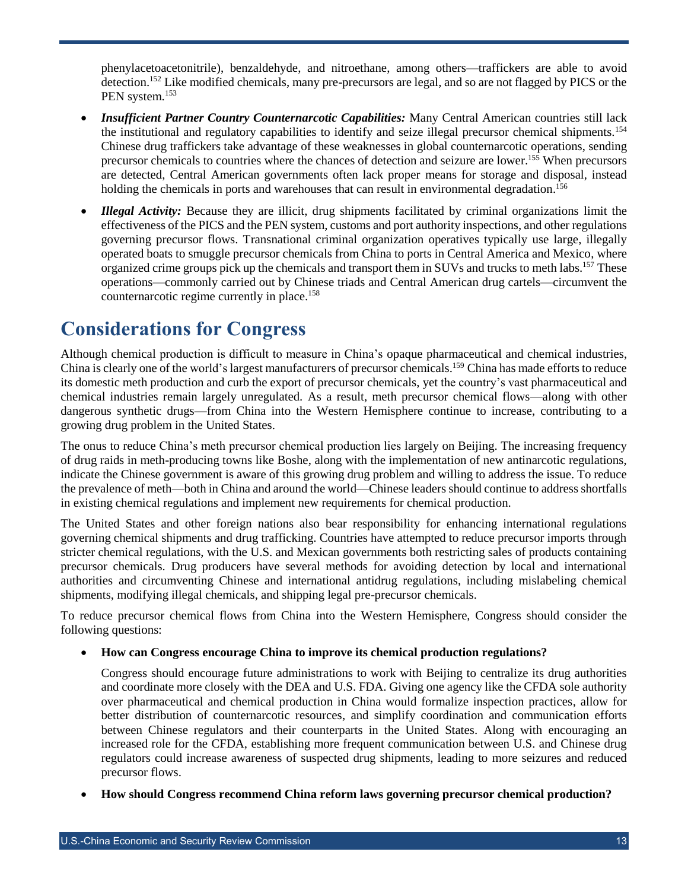phenylacetoacetonitrile), benzaldehyde, and nitroethane, among others—traffickers are able to avoid detection.[152] Like modified chemicals, many pre-precursors are legal, and so are not flagged by PICS or the PEN system.[153]

- ***Insufficient Partner Country Counternarcotic Capabilities:*** Many Central American countries still lack the institutional and regulatory capabilities to identify and seize illegal precursor chemical shipments.[154] Chinese drug traffickers take advantage of these weaknesses in global counternarcotic operations, sending precursor chemicals to countries where the chances of detection and seizure are lower.[155] When precursors are detected, Central American governments often lack proper means for storage and disposal, instead holding the chemicals in ports and warehouses that can result in environmental degradation.[156]
- ***Illegal Activity:*** Because they are illicit, drug shipments facilitated by criminal organizations limit the effectiveness of the PICS and the PEN system, customs and port authority inspections, and other regulations governing precursor flows. Transnational criminal organization operatives typically use large, illegally operated boats to smuggle precursor chemicals from China to ports in Central America and Mexico, where organized crime groups pick up the chemicals and transport them in SUVs and trucks to meth labs.[157] These operations—commonly carried out by Chinese triads and Central American drug cartels—circumvent the counternarcotic regime currently in place.[158]

# Considerations for Congress

Although chemical production is difficult to measure in China's opaque pharmaceutical and chemical industries, China is clearly one of the world's largest manufacturers of precursor chemicals.[159] China has made efforts to reduce its domestic meth production and curb the export of precursor chemicals, yet the country's vast pharmaceutical and chemical industries remain largely unregulated. As a result, meth precursor chemical flows—along with other dangerous synthetic drugs—from China into the Western Hemisphere continue to increase, contributing to a growing drug problem in the United States.

The onus to reduce China's meth precursor chemical production lies largely on Beijing. The increasing frequency of drug raids in meth-producing towns like Boshe, along with the implementation of new antinarcotic regulations, indicate the Chinese government is aware of this growing drug problem and willing to address the issue. To reduce the prevalence of meth—both in China and around the world—Chinese leaders should continue to address shortfalls in existing chemical regulations and implement new requirements for chemical production.

The United States and other foreign nations also bear responsibility for enhancing international regulations governing chemical shipments and drug trafficking. Countries have attempted to reduce precursor imports through stricter chemical regulations, with the U.S. and Mexican governments both restricting sales of products containing precursor chemicals. Drug producers have several methods for avoiding detection by local and international authorities and circumventing Chinese and international antidrug regulations, including mislabeling chemical shipments, modifying illegal chemicals, and shipping legal pre-precursor chemicals.

To reduce precursor chemical flows from China into the Western Hemisphere, Congress should consider the following questions:

- **How can Congress encourage China to improve its chemical production regulations?**

  Congress should encourage future administrations to work with Beijing to centralize its drug authorities and coordinate more closely with the DEA and U.S. FDA. Giving one agency like the CFDA sole authority over pharmaceutical and chemical production in China would formalize inspection practices, allow for better distribution of counternarcotic resources, and simplify coordination and communication efforts between Chinese regulators and their counterparts in the United States. Along with encouraging an increased role for the CFDA, establishing more frequent communication between U.S. and Chinese drug regulators could increase awareness of suspected drug shipments, leading to more seizures and reduced precursor flows.

- **How should Congress recommend China reform laws governing precursor chemical production?**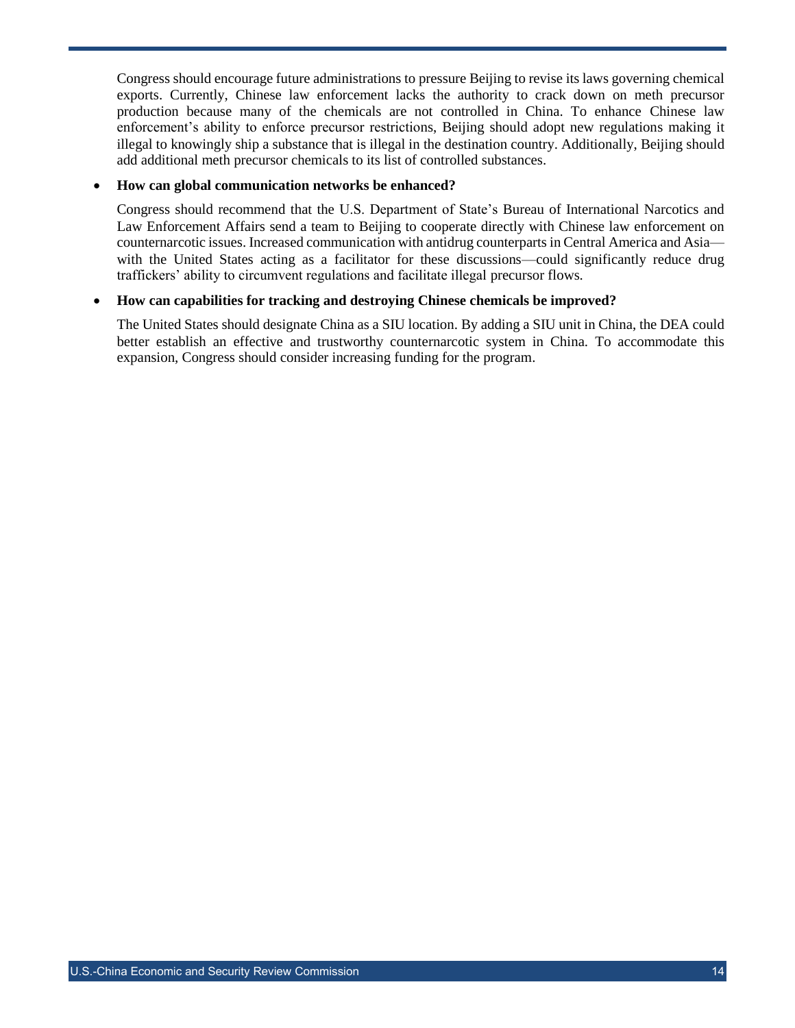Congress should encourage future administrations to pressure Beijing to revise its laws governing chemical exports. Currently, Chinese law enforcement lacks the authority to crack down on meth precursor production because many of the chemicals are not controlled in China. To enhance Chinese law enforcement's ability to enforce precursor restrictions, Beijing should adopt new regulations making it illegal to knowingly ship a substance that is illegal in the destination country. Additionally, Beijing should add additional meth precursor chemicals to its list of controlled substances.

- **How can global communication networks be enhanced?**

  Congress should recommend that the U.S. Department of State's Bureau of International Narcotics and Law Enforcement Affairs send a team to Beijing to cooperate directly with Chinese law enforcement on counternarcotic issues. Increased communication with antidrug counterparts in Central America and Asia—with the United States acting as a facilitator for these discussions—could significantly reduce drug traffickers' ability to circumvent regulations and facilitate illegal precursor flows.

- **How can capabilities for tracking and destroying Chinese chemicals be improved?**

  The United States should designate China as a SIU location. By adding a SIU unit in China, the DEA could better establish an effective and trustworthy counternarcotic system in China. To accommodate this expansion, Congress should consider increasing funding for the program.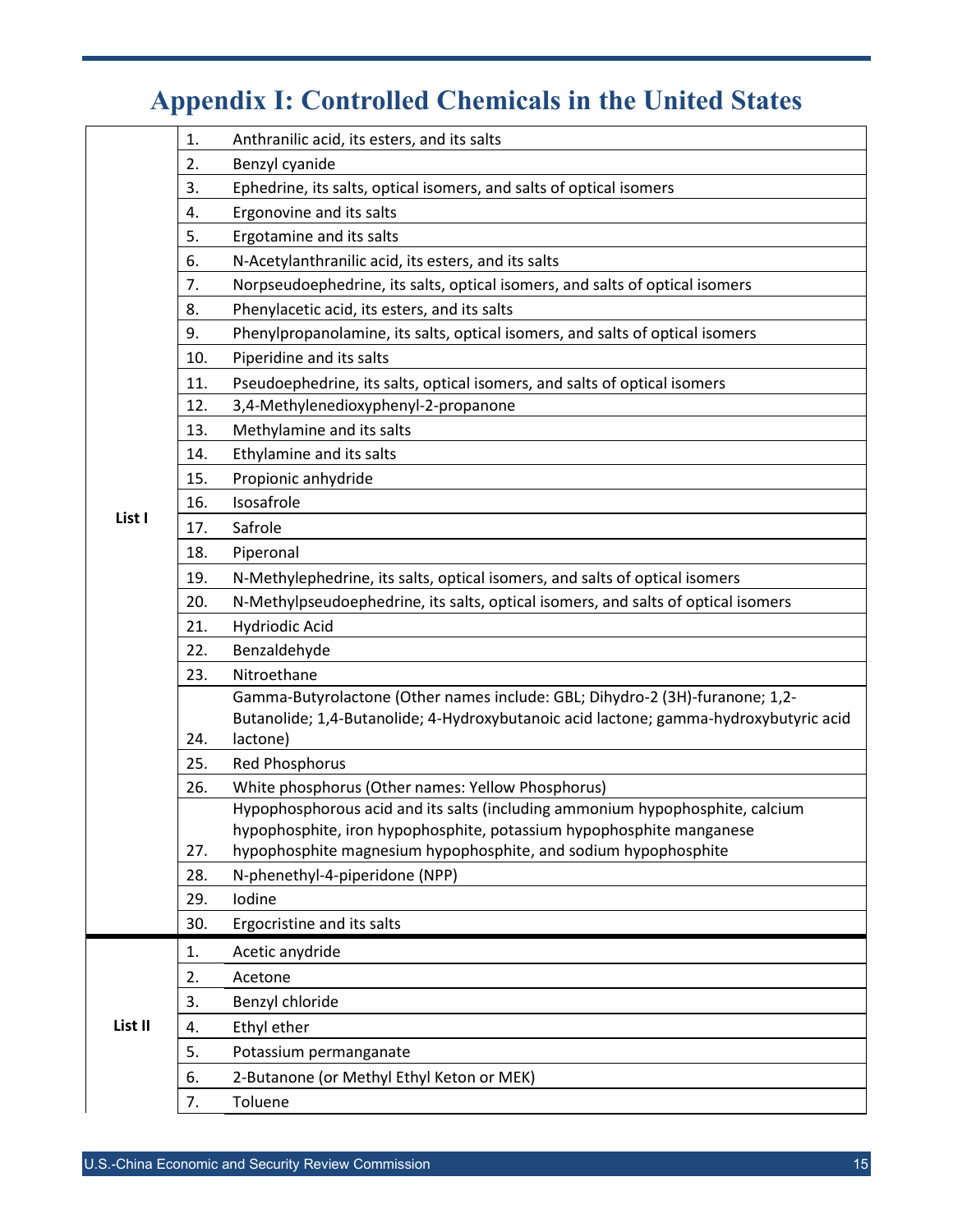# Appendix I: Controlled Chemicals in the United States

| List | No. | Chemical |
|---|---|---|
| List I | 1. | Anthranilic acid, its esters, and its salts |
| | 2. | Benzyl cyanide |
| | 3. | Ephedrine, its salts, optical isomers, and salts of optical isomers |
| | 4. | Ergonovine and its salts |
| | 5. | Ergotamine and its salts |
| | 6. | N-Acetylanthranilic acid, its esters, and its salts |
| | 7. | Norpseudoephedrine, its salts, optical isomers, and salts of optical isomers |
| | 8. | Phenylacetic acid, its esters, and its salts |
| | 9. | Phenylpropanolamine, its salts, optical isomers, and salts of optical isomers |
| | 10. | Piperidine and its salts |
| | 11. | Pseudoephedrine, its salts, optical isomers, and salts of optical isomers |
| | 12. | 3,4-Methylenedioxyphenyl-2-propanone |
| | 13. | Methylamine and its salts |
| | 14. | Ethylamine and its salts |
| | 15. | Propionic anhydride |
| | 16. | Isosafrole |
| | 17. | Safrole |
| | 18. | Piperonal |
| | 19. | N-Methylephedrine, its salts, optical isomers, and salts of optical isomers |
| | 20. | N-Methylpseudoephedrine, its salts, optical isomers, and salts of optical isomers |
| | 21. | Hydriodic Acid |
| | 22. | Benzaldehyde |
| | 23. | Nitroethane |
| | 24. | Gamma-Butyrolactone (Other names include: GBL; Dihydro-2 (3H)-furanone; 1,2-Butanolide; 1,4-Butanolide; 4-Hydroxybutanoic acid lactone; gamma-hydroxybutyric acid lactone) |
| | 25. | Red Phosphorus |
| | 26. | White phosphorus (Other names: Yellow Phosphorus) |
| | 27. | Hypophosphorous acid and its salts (including ammonium hypophosphite, calcium hypophosphite, iron hypophosphite, potassium hypophosphite manganese hypophosphite magnesium hypophosphite, and sodium hypophosphite |
| | 28. | N-phenethyl-4-piperidone (NPP) |
| | 29. | Iodine |
| | 30. | Ergocristine and its salts |
| List II | 1. | Acetic anhydride |
| | 2. | Acetone |
| | 3. | Benzyl chloride |
| | 4. | Ethyl ether |
| | 5. | Potassium permanganate |
| | 6. | 2-Butanone (or Methyl Ethyl Keton or MEK) |
| | 7. | Toluene |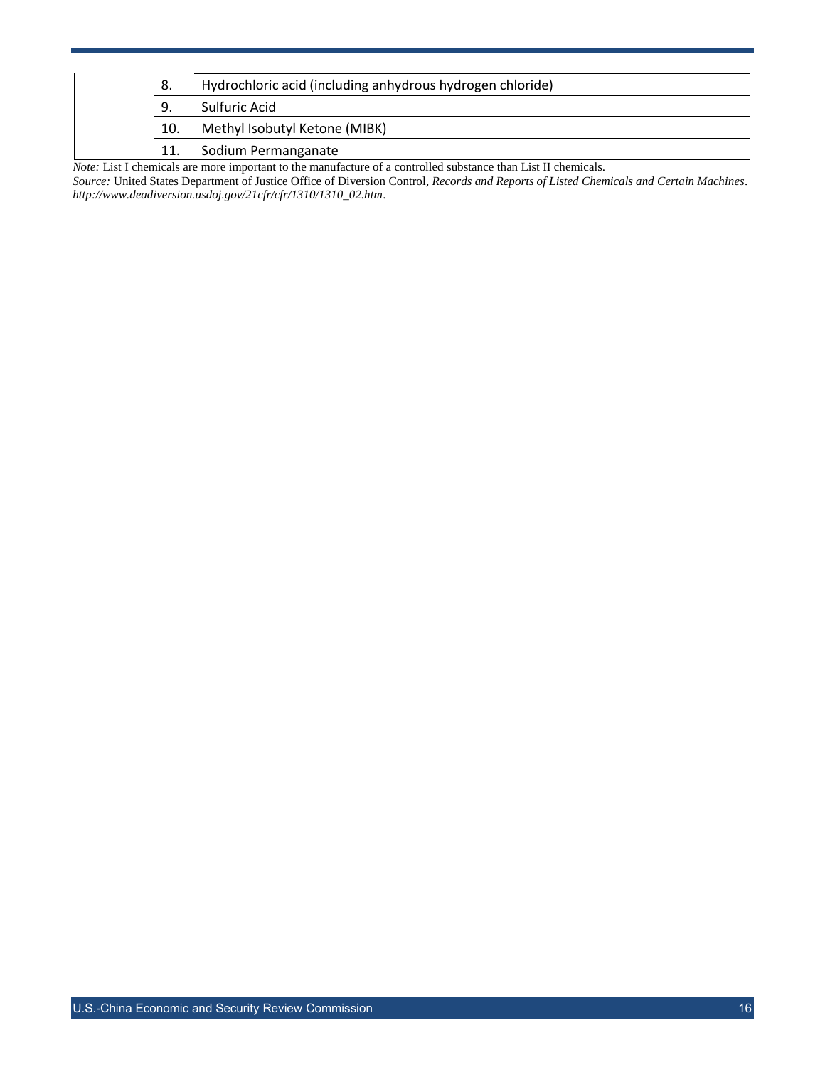| | | |
|---|---|---|
| | 8. | Hydrochloric acid (including anhydrous hydrogen chloride) |
| | 9. | Sulfuric Acid |
| | 10. | Methyl Isobutyl Ketone (MIBK) |
| | 11. | Sodium Permanganate |

*Note:* List I chemicals are more important to the manufacture of a controlled substance than List II chemicals.
*Source:* United States Department of Justice Office of Diversion Control, *Records and Reports of Listed Chemicals and Certain Machines*. *http://www.deadiversion.usdoj.gov/21cfr/cfr/1310/1310_02.htm*.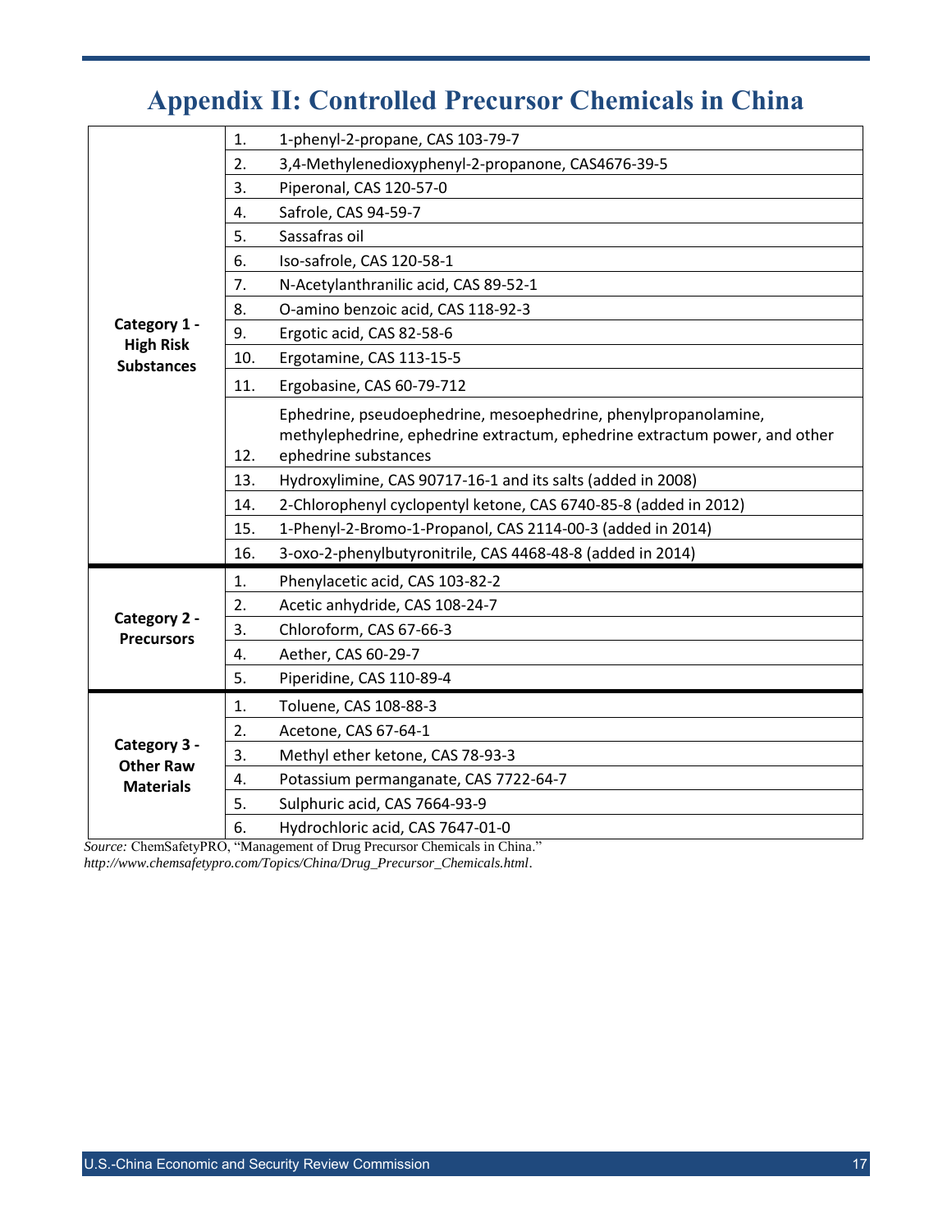# Appendix II: Controlled Precursor Chemicals in China

| Category | No. | Substance |
|---|---|---|
| Category 1 - High Risk Substances | 1. | 1-phenyl-2-propane, CAS 103-79-7 |
| | 2. | 3,4-Methylenedioxyphenyl-2-propanone, CAS4676-39-5 |
| | 3. | Piperonal, CAS 120-57-0 |
| | 4. | Safrole, CAS 94-59-7 |
| | 5. | Sassafras oil |
| | 6. | Iso-safrole, CAS 120-58-1 |
| | 7. | N-Acetylanthranilic acid, CAS 89-52-1 |
| | 8. | O-amino benzoic acid, CAS 118-92-3 |
| | 9. | Ergotic acid, CAS 82-58-6 |
| | 10. | Ergotamine, CAS 113-15-5 |
| | 11. | Ergobasine, CAS 60-79-712 |
| | 12. | Ephedrine, pseudoephedrine, mesoephedrine, phenylpropanolamine, methylephedrine, ephedrine extractum, ephedrine extractum power, and other ephedrine substances |
| | 13. | Hydroxylimine, CAS 90717-16-1 and its salts (added in 2008) |
| | 14. | 2-Chlorophenyl cyclopentyl ketone, CAS 6740-85-8 (added in 2012) |
| | 15. | 1-Phenyl-2-Bromo-1-Propanol, CAS 2114-00-3 (added in 2014) |
| | 16. | 3-oxo-2-phenylbutyronitrile, CAS 4468-48-8 (added in 2014) |
| Category 2 - Precursors | 1. | Phenylacetic acid, CAS 103-82-2 |
| | 2. | Acetic anhydride, CAS 108-24-7 |
| | 3. | Chloroform, CAS 67-66-3 |
| | 4. | Aether, CAS 60-29-7 |
| | 5. | Piperidine, CAS 110-89-4 |
| Category 3 - Other Raw Materials | 1. | Toluene, CAS 108-88-3 |
| | 2. | Acetone, CAS 67-64-1 |
| | 3. | Methyl ether ketone, CAS 78-93-3 |
| | 4. | Potassium permanganate, CAS 7722-64-7 |
| | 5. | Sulphuric acid, CAS 7664-93-9 |
| | 6. | Hydrochloric acid, CAS 7647-01-0 |

*Source:* ChemSafetyPRO, "Management of Drug Precursor Chemicals in China." *http://www.chemsafetypro.com/Topics/China/Drug_Precursor_Chemicals.html*.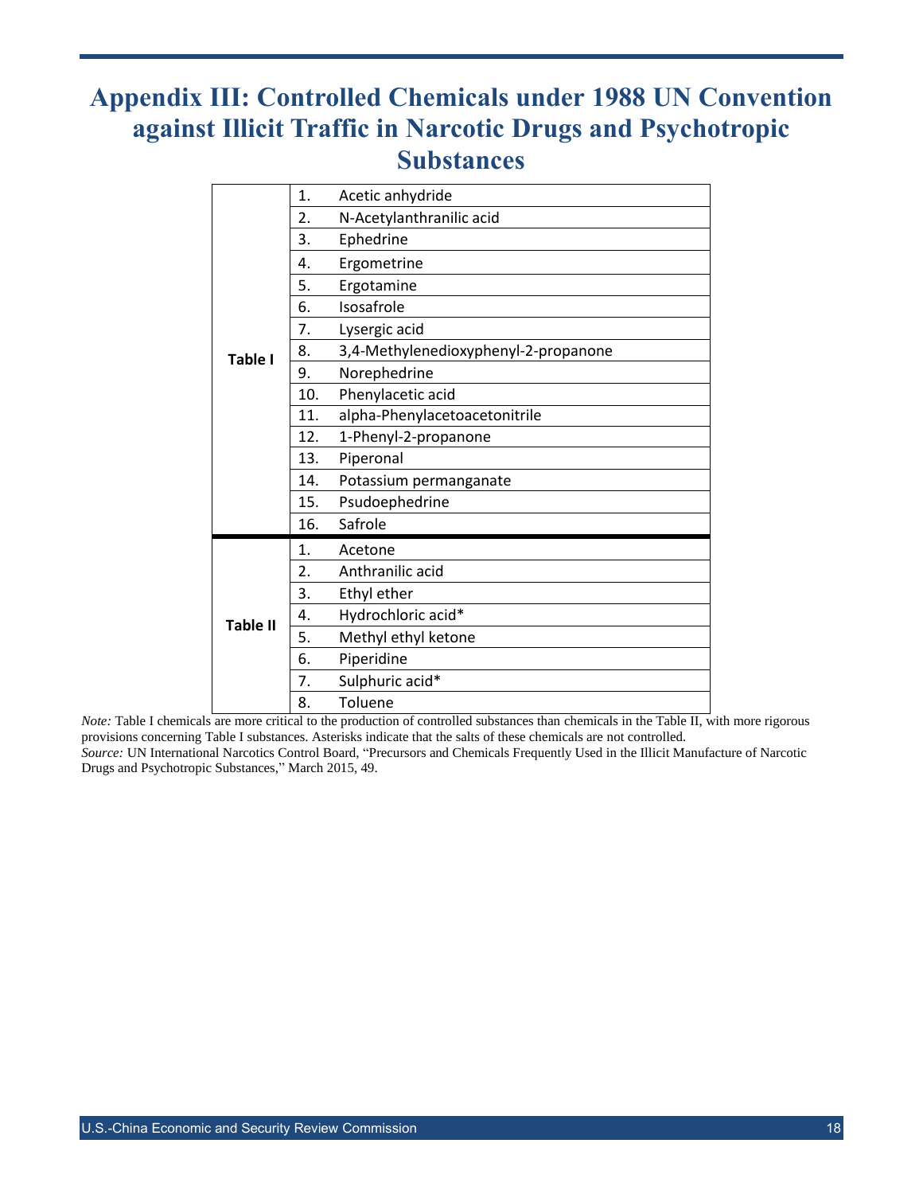# Appendix III: Controlled Chemicals under 1988 UN Convention against Illicit Traffic in Narcotic Drugs and Psychotropic Substances

| | | |
|---|---|---|
| **Table I** | 1. | Acetic anhydride |
| | 2. | N-Acetylanthranilic acid |
| | 3. | Ephedrine |
| | 4. | Ergometrine |
| | 5. | Ergotamine |
| | 6. | Isosafrole |
| | 7. | Lysergic acid |
| | 8. | 3,4-Methylenedioxyphenyl-2-propanone |
| | 9. | Norephedrine |
| | 10. | Phenylacetic acid |
| | 11. | alpha-Phenylacetoacetonitrile |
| | 12. | 1-Phenyl-2-propanone |
| | 13. | Piperonal |
| | 14. | Potassium permanganate |
| | 15. | Psudoephedrine |
| | 16. | Safrole |
| **Table II** | 1. | Acetone |
| | 2. | Anthranilic acid |
| | 3. | Ethyl ether |
| | 4. | Hydrochloric acid* |
| | 5. | Methyl ethyl ketone |
| | 6. | Piperidine |
| | 7. | Sulphuric acid* |
| | 8. | Toluene |

*Note:* Table I chemicals are more critical to the production of controlled substances than chemicals in the Table II, with more rigorous provisions concerning Table I substances. Asterisks indicate that the salts of these chemicals are not controlled.
*Source:* UN International Narcotics Control Board, "Precursors and Chemicals Frequently Used in the Illicit Manufacture of Narcotic Drugs and Psychotropic Substances," March 2015, 49.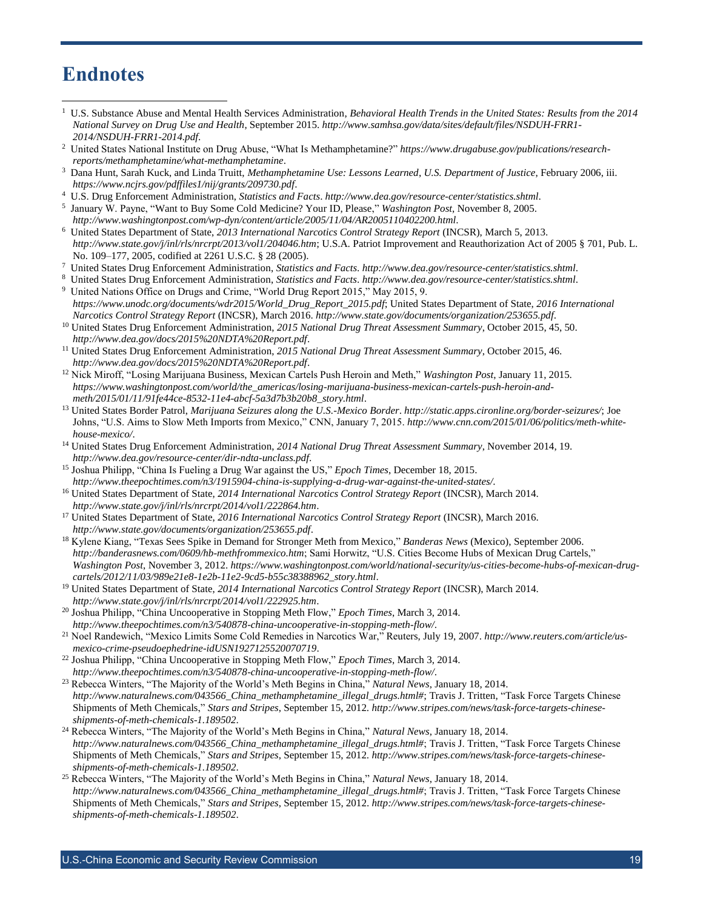# Endnotes

1. U.S. Substance Abuse and Mental Health Services Administration, *Behavioral Health Trends in the United States: Results from the 2014 National Survey on Drug Use and Health*, September 2015. *http://www.samhsa.gov/data/sites/default/files/NSDUH-FRR1-2014/NSDUH-FRR1-2014.pdf*.
2. United States National Institute on Drug Abuse, "What Is Methamphetamine?" *https://www.drugabuse.gov/publications/research-reports/methamphetamine/what-methamphetamine*.
3. Dana Hunt, Sarah Kuck, and Linda Truitt, *Methamphetamine Use: Lessons Learned*, *U.S. Department of Justice*, February 2006, iii. *https://www.ncjrs.gov/pdffiles1/nij/grants/209730.pdf*.
4. U.S. Drug Enforcement Administration, *Statistics and Facts*. *http://www.dea.gov/resource-center/statistics.shtml*.
5. January W. Payne, "Want to Buy Some Cold Medicine? Your ID, Please," *Washington Post*, November 8, 2005. *http://www.washingtonpost.com/wp-dyn/content/article/2005/11/04/AR2005110402200.html*.
6. United States Department of State, *2013 International Narcotics Control Strategy Report* (INCSR), March 5, 2013. *http://www.state.gov/j/inl/rls/nrcrpt/2013/vol1/204046.htm*; U.S.A. Patriot Improvement and Reauthorization Act of 2005 § 701, Pub. L. No. 109–177, 2005, codified at 2261 U.S.C. § 28 (2005).
7. United States Drug Enforcement Administration, *Statistics and Facts*. *http://www.dea.gov/resource-center/statistics.shtml*.
8. United States Drug Enforcement Administration, *Statistics and Facts*. *http://www.dea.gov/resource-center/statistics.shtml*.
9. United Nations Office on Drugs and Crime, "World Drug Report 2015," May 2015, 9. *https://www.unodc.org/documents/wdr2015/World_Drug_Report_2015.pdf*; United States Department of State, *2016 International Narcotics Control Strategy Report* (INCSR), March 2016. *http://www.state.gov/documents/organization/253655.pdf*.
10. United States Drug Enforcement Administration, *2015 National Drug Threat Assessment Summary*, October 2015, 45, 50. *http://www.dea.gov/docs/2015%20NDTA%20Report.pdf*.
11. United States Drug Enforcement Administration, *2015 National Drug Threat Assessment Summary*, October 2015, 46. *http://www.dea.gov/docs/2015%20NDTA%20Report.pdf*.
12. Nick Miroff, "Losing Marijuana Business, Mexican Cartels Push Heroin and Meth," *Washington Post*, January 11, 2015. *https://www.washingtonpost.com/world/the_americas/losing-marijuana-business-mexican-cartels-push-heroin-and-meth/2015/01/11/91fe44ce-8532-11e4-abcf-5a3d7b3b20b8_story.html*.
13. United States Border Patrol, *Marijuana Seizures along the U.S.-Mexico Border*. *http://static.apps.cironline.org/border-seizures/*; Joe Johns, "U.S. Aims to Slow Meth Imports from Mexico," CNN, January 7, 2015. *http://www.cnn.com/2015/01/06/politics/meth-white-house-mexico/*.
14. United States Drug Enforcement Administration, *2014 National Drug Threat Assessment Summary*, November 2014, 19. *http://www.dea.gov/resource-center/dir-ndta-unclass.pdf*.
15. Joshua Philipp, "China Is Fueling a Drug War against the US," *Epoch Times*, December 18, 2015. *http://www.theepochtimes.com/n3/1915904-china-is-supplying-a-drug-war-against-the-united-states/*.
16. United States Department of State, *2014 International Narcotics Control Strategy Report* (INCSR), March 2014. *http://www.state.gov/j/inl/rls/nrcrpt/2014/vol1/222864.htm*.
17. United States Department of State, *2016 International Narcotics Control Strategy Report* (INCSR), March 2016. *http://www.state.gov/documents/organization/253655.pdf*.
18. Kylene Kiang, "Texas Sees Spike in Demand for Stronger Meth from Mexico," *Banderas News* (Mexico), September 2006. *http://banderasnews.com/0609/hb-methfrommexico.htm*; Sami Horwitz, "U.S. Cities Become Hubs of Mexican Drug Cartels," *Washington Post*, November 3, 2012. *https://www.washingtonpost.com/world/national-security/us-cities-become-hubs-of-mexican-drug-cartels/2012/11/03/989e21e8-1e2b-11e2-9cd5-b55c38388962_story.html*.
19. United States Department of State, *2014 International Narcotics Control Strategy Report* (INCSR), March 2014. *http://www.state.gov/j/inl/rls/nrcrpt/2014/vol1/222925.htm*.
20. Joshua Philipp, "China Uncooperative in Stopping Meth Flow," *Epoch Times*, March 3, 2014. *http://www.theepochtimes.com/n3/540878-china-uncooperative-in-stopping-meth-flow/*.
21. Noel Randewich, "Mexico Limits Some Cold Remedies in Narcotics War," Reuters, July 19, 2007. *http://www.reuters.com/article/us-mexico-crime-pseudoephedrine-idUSN1927125520070719*.
22. Joshua Philipp, "China Uncooperative in Stopping Meth Flow," *Epoch Times*, March 3, 2014. *http://www.theepochtimes.com/n3/540878-china-uncooperative-in-stopping-meth-flow/*.
23. Rebecca Winters, "The Majority of the World's Meth Begins in China," *Natural News*, January 18, 2014. *http://www.naturalnews.com/043566_China_methamphetamine_illegal_drugs.html#*; Travis J. Tritten, "Task Force Targets Chinese Shipments of Meth Chemicals," *Stars and Stripes*, September 15, 2012. *http://www.stripes.com/news/task-force-targets-chinese-shipments-of-meth-chemicals-1.189502*.
24. Rebecca Winters, "The Majority of the World's Meth Begins in China," *Natural News*, January 18, 2014. *http://www.naturalnews.com/043566_China_methamphetamine_illegal_drugs.html#*; Travis J. Tritten, "Task Force Targets Chinese Shipments of Meth Chemicals," *Stars and Stripes*, September 15, 2012. *http://www.stripes.com/news/task-force-targets-chinese-shipments-of-meth-chemicals-1.189502*.
25. Rebecca Winters, "The Majority of the World's Meth Begins in China," *Natural News*, January 18, 2014. *http://www.naturalnews.com/043566_China_methamphetamine_illegal_drugs.html#*; Travis J. Tritten, "Task Force Targets Chinese Shipments of Meth Chemicals," *Stars and Stripes*, September 15, 2012. *http://www.stripes.com/news/task-force-targets-chinese-shipments-of-meth-chemicals-1.189502*.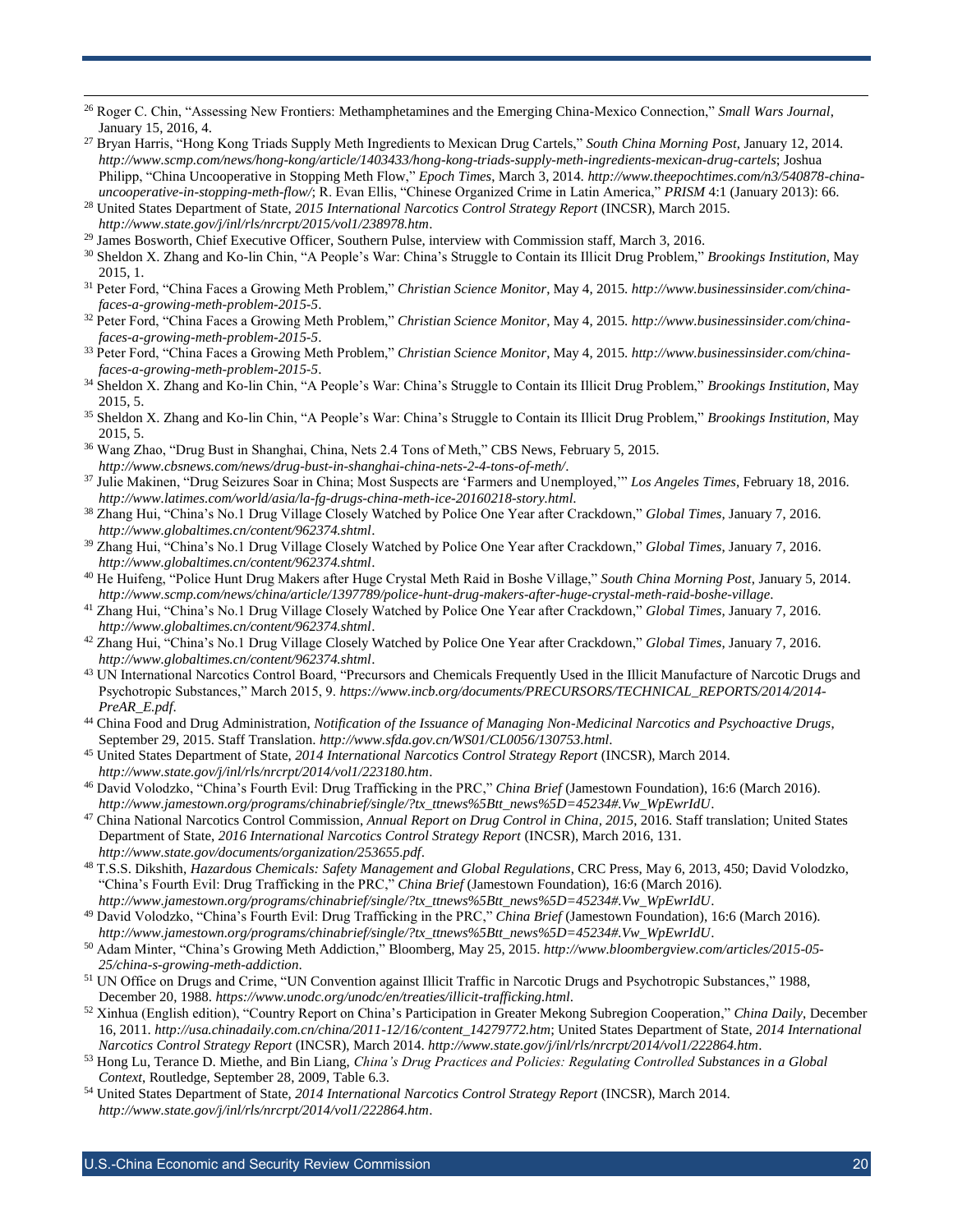[26] Roger C. Chin, "Assessing New Frontiers: Methamphetamines and the Emerging China-Mexico Connection," *Small Wars Journal*, January 15, 2016, 4.

[27] Bryan Harris, "Hong Kong Triads Supply Meth Ingredients to Mexican Drug Cartels," *South China Morning Post*, January 12, 2014. *http://www.scmp.com/news/hong-kong/article/1403433/hong-kong-triads-supply-meth-ingredients-mexican-drug-cartels*; Joshua Philipp, "China Uncooperative in Stopping Meth Flow," *Epoch Times*, March 3, 2014. *http://www.theepochtimes.com/n3/540878-china-uncooperative-in-stopping-meth-flow/*; R. Evan Ellis, "Chinese Organized Crime in Latin America," *PRISM* 4:1 (January 2013): 66.

[28] United States Department of State, *2015 International Narcotics Control Strategy Report* (INCSR), March 2015. *http://www.state.gov/j/inl/rls/nrcrpt/2015/vol1/238978.htm*.

[29] James Bosworth, Chief Executive Officer, Southern Pulse, interview with Commission staff, March 3, 2016.

[30] Sheldon X. Zhang and Ko-lin Chin, "A People's War: China's Struggle to Contain its Illicit Drug Problem," *Brookings Institution*, May 2015, 1.

[31] Peter Ford, "China Faces a Growing Meth Problem," *Christian Science Monitor*, May 4, 2015. *http://www.businessinsider.com/china-faces-a-growing-meth-problem-2015-5*.

[32] Peter Ford, "China Faces a Growing Meth Problem," *Christian Science Monitor*, May 4, 2015. *http://www.businessinsider.com/china-faces-a-growing-meth-problem-2015-5*.

[33] Peter Ford, "China Faces a Growing Meth Problem," *Christian Science Monitor*, May 4, 2015. *http://www.businessinsider.com/china-faces-a-growing-meth-problem-2015-5*.

[34] Sheldon X. Zhang and Ko-lin Chin, "A People's War: China's Struggle to Contain its Illicit Drug Problem," *Brookings Institution*, May 2015, 5.

[35] Sheldon X. Zhang and Ko-lin Chin, "A People's War: China's Struggle to Contain its Illicit Drug Problem," *Brookings Institution*, May 2015, 5.

[36] Wang Zhao, "Drug Bust in Shanghai, China, Nets 2.4 Tons of Meth," CBS News, February 5, 2015. *http://www.cbsnews.com/news/drug-bust-in-shanghai-china-nets-2-4-tons-of-meth/*.

[37] Julie Makinen, "Drug Seizures Soar in China; Most Suspects are 'Farmers and Unemployed,'" *Los Angeles Times*, February 18, 2016. *http://www.latimes.com/world/asia/la-fg-drugs-china-meth-ice-20160218-story.html.*

[38] Zhang Hui, "China's No.1 Drug Village Closely Watched by Police One Year after Crackdown," *Global Times*, January 7, 2016. *http://www.globaltimes.cn/content/962374.shtml*.

[39] Zhang Hui, "China's No.1 Drug Village Closely Watched by Police One Year after Crackdown," *Global Times*, January 7, 2016. *http://www.globaltimes.cn/content/962374.shtml*.

[40] He Huifeng, "Police Hunt Drug Makers after Huge Crystal Meth Raid in Boshe Village," *South China Morning Post*, January 5, 2014. *http://www.scmp.com/news/china/article/1397789/police-hunt-drug-makers-after-huge-crystal-meth-raid-boshe-village*.

[41] Zhang Hui, "China's No.1 Drug Village Closely Watched by Police One Year after Crackdown," *Global Times*, January 7, 2016. *http://www.globaltimes.cn/content/962374.shtml*.

[42] Zhang Hui, "China's No.1 Drug Village Closely Watched by Police One Year after Crackdown," *Global Times*, January 7, 2016. *http://www.globaltimes.cn/content/962374.shtml*.

[43] UN International Narcotics Control Board, "Precursors and Chemicals Frequently Used in the Illicit Manufacture of Narcotic Drugs and Psychotropic Substances," March 2015, 9. *https://www.incb.org/documents/PRECURSORS/TECHNICAL_REPORTS/2014/2014-PreAR_E.pdf*.

[44] China Food and Drug Administration, *Notification of the Issuance of Managing Non-Medicinal Narcotics and Psychoactive Drugs*, September 29, 2015. Staff Translation. *http://www.sfda.gov.cn/WS01/CL0056/130753.html*.

[45] United States Department of State, *2014 International Narcotics Control Strategy Report* (INCSR), March 2014. *http://www.state.gov/j/inl/rls/nrcrpt/2014/vol1/223180.htm*.

[46] David Volodzko, "China's Fourth Evil: Drug Trafficking in the PRC," *China Brief* (Jamestown Foundation), 16:6 (March 2016). *http://www.jamestown.org/programs/chinabrief/single/?tx_ttnews%5Btt_news%5D=45234#.Vw_WpEwrIdU*.

[47] China National Narcotics Control Commission, *Annual Report on Drug Control in China, 2015*, 2016. Staff translation; United States Department of State, *2016 International Narcotics Control Strategy Report* (INCSR), March 2016, 131. *http://www.state.gov/documents/organization/253655.pdf*.

[48] T.S.S. Dikshith, *Hazardous Chemicals: Safety Management and Global Regulations*, CRC Press, May 6, 2013, 450; David Volodzko, "China's Fourth Evil: Drug Trafficking in the PRC," *China Brief* (Jamestown Foundation), 16:6 (March 2016). *http://www.jamestown.org/programs/chinabrief/single/?tx_ttnews%5Btt_news%5D=45234#.Vw_WpEwrIdU*.

[49] David Volodzko, "China's Fourth Evil: Drug Trafficking in the PRC," *China Brief* (Jamestown Foundation), 16:6 (March 2016). *http://www.jamestown.org/programs/chinabrief/single/?tx_ttnews%5Btt_news%5D=45234#.Vw_WpEwrIdU*.

[50] Adam Minter, "China's Growing Meth Addiction," Bloomberg, May 25, 2015. *http://www.bloombergview.com/articles/2015-05-25/china-s-growing-meth-addiction*.

[51] UN Office on Drugs and Crime, "UN Convention against Illicit Traffic in Narcotic Drugs and Psychotropic Substances," 1988, December 20, 1988. *https://www.unodc.org/unodc/en/treaties/illicit-trafficking.html*.

[52] Xinhua (English edition), "Country Report on China's Participation in Greater Mekong Subregion Cooperation," *China Daily*, December 16, 2011. *http://usa.chinadaily.com.cn/china/2011-12/16/content_14279772.htm*; United States Department of State, *2014 International Narcotics Control Strategy Report* (INCSR), March 2014. *http://www.state.gov/j/inl/rls/nrcrpt/2014/vol1/222864.htm*.

[53] Hong Lu, Terance D. Miethe, and Bin Liang, *China's Drug Practices and Policies: Regulating Controlled Substances in a Global Context*, Routledge, September 28, 2009, Table 6.3.

[54] United States Department of State, *2014 International Narcotics Control Strategy Report* (INCSR), March 2014. *http://www.state.gov/j/inl/rls/nrcrpt/2014/vol1/222864.htm*.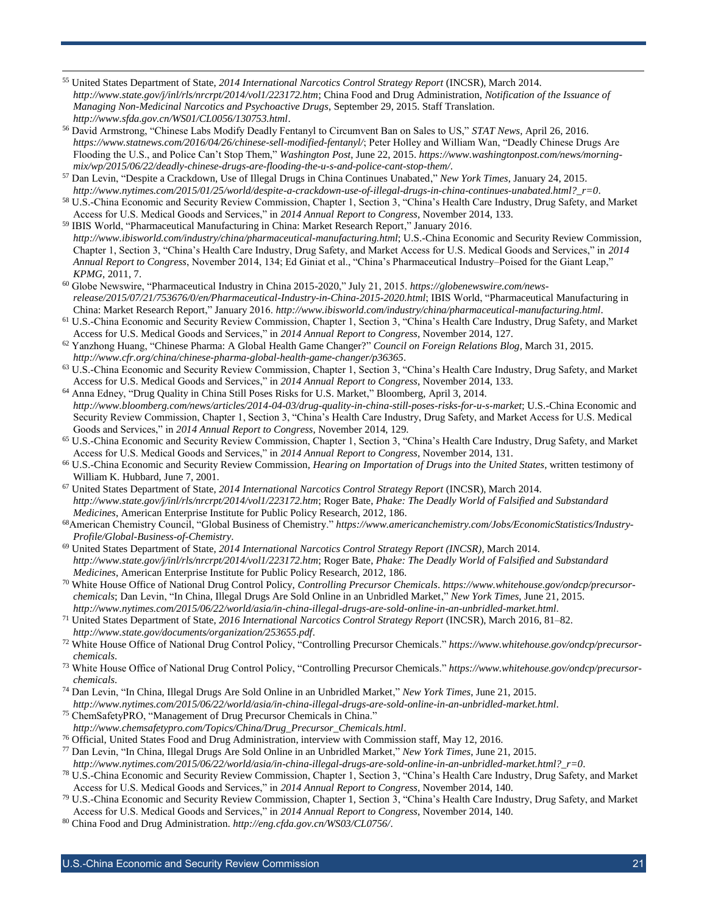[55] United States Department of State, *2014 International Narcotics Control Strategy Report* (INCSR), March 2014. *http://www.state.gov/j/inl/rls/nrcrpt/2014/vol1/223172.htm*; China Food and Drug Administration, *Notification of the Issuance of Managing Non-Medicinal Narcotics and Psychoactive Drugs*, September 29, 2015. Staff Translation. *http://www.sfda.gov.cn/WS01/CL0056/130753.html*.

[56] David Armstrong, "Chinese Labs Modify Deadly Fentanyl to Circumvent Ban on Sales to US," *STAT News*, April 26, 2016. *https://www.statnews.com/2016/04/26/chinese-sell-modified-fentanyl/*; Peter Holley and William Wan, "Deadly Chinese Drugs Are Flooding the U.S., and Police Can't Stop Them," *Washington Post*, June 22, 2015. *https://www.washingtonpost.com/news/morning-mix/wp/2015/06/22/deadly-chinese-drugs-are-flooding-the-u-s-and-police-cant-stop-them/*.

[57] Dan Levin, "Despite a Crackdown, Use of Illegal Drugs in China Continues Unabated," *New York Times*, January 24, 2015. *http://www.nytimes.com/2015/01/25/world/despite-a-crackdown-use-of-illegal-drugs-in-china-continues-unabated.html?_r=0*.

[58] U.S.-China Economic and Security Review Commission, Chapter 1, Section 3, "China's Health Care Industry, Drug Safety, and Market Access for U.S. Medical Goods and Services," in *2014 Annual Report to Congress*, November 2014, 133.

[59] IBIS World, "Pharmaceutical Manufacturing in China: Market Research Report," January 2016. *http://www.ibisworld.com/industry/china/pharmaceutical-manufacturing.html*; U.S.-China Economic and Security Review Commission, Chapter 1, Section 3, "China's Health Care Industry, Drug Safety, and Market Access for U.S. Medical Goods and Services," in *2014 Annual Report to Congress*, November 2014, 134; Ed Giniat et al., "China's Pharmaceutical Industry–Poised for the Giant Leap," *KPMG*, 2011, 7.

[60] Globe Newswire, "Pharmaceutical Industry in China 2015-2020," July 21, 2015. *https://globenewswire.com/news-release/2015/07/21/753676/0/en/Pharmaceutical-Industry-in-China-2015-2020.html*; IBIS World, "Pharmaceutical Manufacturing in China: Market Research Report," January 2016. *http://www.ibisworld.com/industry/china/pharmaceutical-manufacturing.html*.

[61] U.S.-China Economic and Security Review Commission, Chapter 1, Section 3, "China's Health Care Industry, Drug Safety, and Market Access for U.S. Medical Goods and Services," in *2014 Annual Report to Congress*, November 2014, 127.

[62] Yanzhong Huang, "Chinese Pharma: A Global Health Game Changer?" *Council on Foreign Relations Blog*, March 31, 2015. *http://www.cfr.org/china/chinese-pharma-global-health-game-changer/p36365*.

[63] U.S.-China Economic and Security Review Commission, Chapter 1, Section 3, "China's Health Care Industry, Drug Safety, and Market Access for U.S. Medical Goods and Services," in *2014 Annual Report to Congress*, November 2014, 133.

[64] Anna Edney, "Drug Quality in China Still Poses Risks for U.S. Market," Bloomberg, April 3, 2014. *http://www.bloomberg.com/news/articles/2014-04-03/drug-quality-in-china-still-poses-risks-for-u-s-market*; U.S.-China Economic and Security Review Commission, Chapter 1, Section 3, "China's Health Care Industry, Drug Safety, and Market Access for U.S. Medical Goods and Services," in *2014 Annual Report to Congress*, November 2014, 129.

[65] U.S.-China Economic and Security Review Commission, Chapter 1, Section 3, "China's Health Care Industry, Drug Safety, and Market Access for U.S. Medical Goods and Services," in *2014 Annual Report to Congress*, November 2014, 131.

[66] U.S.-China Economic and Security Review Commission, *Hearing on Importation of Drugs into the United States*, written testimony of William K. Hubbard, June 7, 2001.

[67] United States Department of State, *2014 International Narcotics Control Strategy Report* (INCSR), March 2014. *http://www.state.gov/j/inl/rls/nrcrpt/2014/vol1/223172.htm*; Roger Bate, *Phake: The Deadly World of Falsified and Substandard Medicines*, American Enterprise Institute for Public Policy Research, 2012, 186.

[68] American Chemistry Council, "Global Business of Chemistry." *https://www.americanchemistry.com/Jobs/EconomicStatistics/Industry-Profile/Global-Business-of-Chemistry*.

[69] United States Department of State, *2014 International Narcotics Control Strategy Report (INCSR)*, March 2014. *http://www.state.gov/j/inl/rls/nrcrpt/2014/vol1/223172.htm*; Roger Bate, *Phake: The Deadly World of Falsified and Substandard Medicines*, American Enterprise Institute for Public Policy Research, 2012, 186.

[70] White House Office of National Drug Control Policy, *Controlling Precursor Chemicals*. *https://www.whitehouse.gov/ondcp/precursor-chemicals*; Dan Levin, "In China, Illegal Drugs Are Sold Online in an Unbridled Market," *New York Times*, June 21, 2015. *http://www.nytimes.com/2015/06/22/world/asia/in-china-illegal-drugs-are-sold-online-in-an-unbridled-market.html*.

[71] United States Department of State, *2016 International Narcotics Control Strategy Report* (INCSR), March 2016, 81–82. *http://www.state.gov/documents/organization/253655.pdf*.

[72] White House Office of National Drug Control Policy, "Controlling Precursor Chemicals." *https://www.whitehouse.gov/ondcp/precursor-chemicals*.

[73] White House Office of National Drug Control Policy, "Controlling Precursor Chemicals." *https://www.whitehouse.gov/ondcp/precursor-chemicals*.

[74] Dan Levin, "In China, Illegal Drugs Are Sold Online in an Unbridled Market," *New York Times*, June 21, 2015. *http://www.nytimes.com/2015/06/22/world/asia/in-china-illegal-drugs-are-sold-online-in-an-unbridled-market.html*.

[75] ChemSafetyPRO, "Management of Drug Precursor Chemicals in China." *http://www.chemsafetypro.com/Topics/China/Drug_Precursor_Chemicals.html*.

[76] Official, United States Food and Drug Administration, interview with Commission staff, May 12, 2016.

[77] Dan Levin, "In China, Illegal Drugs Are Sold Online in an Unbridled Market," *New York Times*, June 21, 2015. *http://www.nytimes.com/2015/06/22/world/asia/in-china-illegal-drugs-are-sold-online-in-an-unbridled-market.html?_r=0*.

[78] U.S.-China Economic and Security Review Commission, Chapter 1, Section 3, "China's Health Care Industry, Drug Safety, and Market Access for U.S. Medical Goods and Services," in *2014 Annual Report to Congress*, November 2014, 140.

[79] U.S.-China Economic and Security Review Commission, Chapter 1, Section 3, "China's Health Care Industry, Drug Safety, and Market Access for U.S. Medical Goods and Services," in *2014 Annual Report to Congress*, November 2014, 140.

[80] China Food and Drug Administration. *http://eng.cfda.gov.cn/WS03/CL0756/*.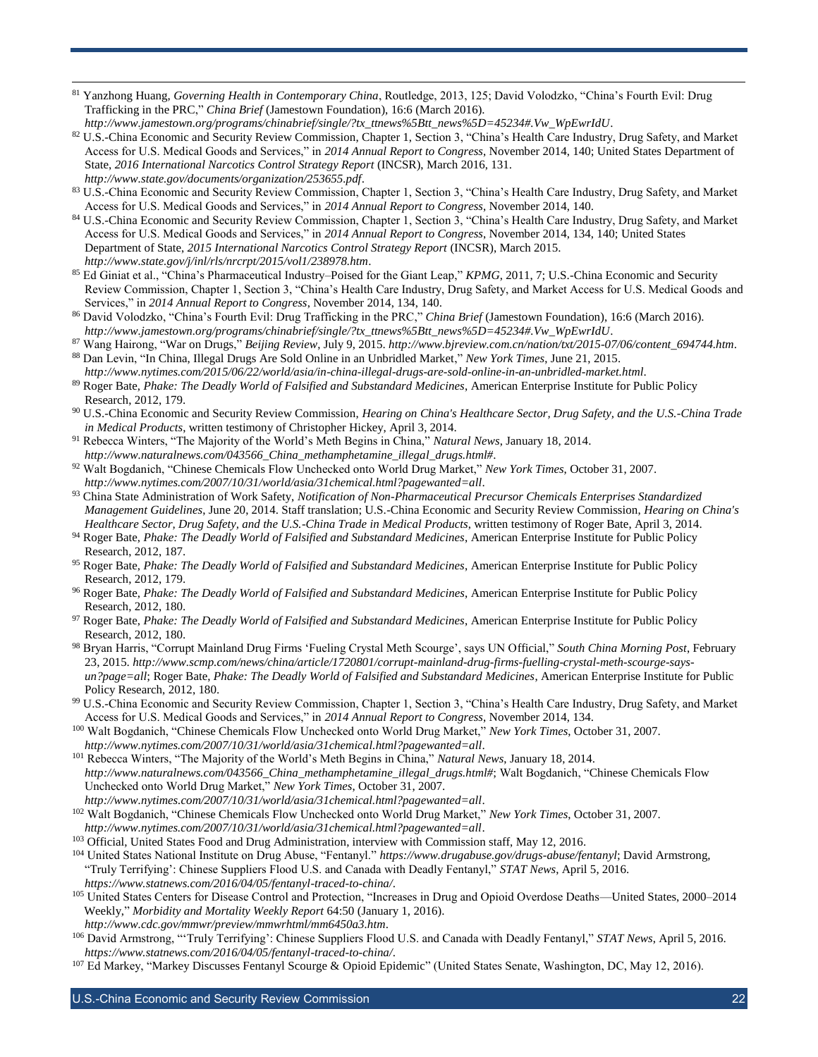[81] Yanzhong Huang, *Governing Health in Contemporary China*, Routledge, 2013, 125; David Volodzko, "China's Fourth Evil: Drug Trafficking in the PRC," *China Brief* (Jamestown Foundation), 16:6 (March 2016). *http://www.jamestown.org/programs/chinabrief/single/?tx_ttnews%5Btt_news%5D=45234#.Vw_WpEwrIdU*.

[82] U.S.-China Economic and Security Review Commission, Chapter 1, Section 3, "China's Health Care Industry, Drug Safety, and Market Access for U.S. Medical Goods and Services," in *2014 Annual Report to Congress*, November 2014, 140; United States Department of State, *2016 International Narcotics Control Strategy Report* (INCSR), March 2016, 131. *http://www.state.gov/documents/organization/253655.pdf*.

[83] U.S.-China Economic and Security Review Commission, Chapter 1, Section 3, "China's Health Care Industry, Drug Safety, and Market Access for U.S. Medical Goods and Services," in *2014 Annual Report to Congress*, November 2014, 140.

[84] U.S.-China Economic and Security Review Commission, Chapter 1, Section 3, "China's Health Care Industry, Drug Safety, and Market Access for U.S. Medical Goods and Services," in *2014 Annual Report to Congress*, November 2014, 134, 140; United States Department of State, *2015 International Narcotics Control Strategy Report* (INCSR), March 2015. *http://www.state.gov/j/inl/rls/nrcrpt/2015/vol1/238978.htm*.

[85] Ed Giniat et al., "China's Pharmaceutical Industry–Poised for the Giant Leap," *KPMG*, 2011, 7; U.S.-China Economic and Security Review Commission, Chapter 1, Section 3, "China's Health Care Industry, Drug Safety, and Market Access for U.S. Medical Goods and Services," in *2014 Annual Report to Congress*, November 2014, 134, 140.

[86] David Volodzko, "China's Fourth Evil: Drug Trafficking in the PRC," *China Brief* (Jamestown Foundation), 16:6 (March 2016). *http://www.jamestown.org/programs/chinabrief/single/?tx_ttnews%5Btt_news%5D=45234#.Vw_WpEwrIdU*.

[87] Wang Hairong, "War on Drugs," *Beijing Review*, July 9, 2015. *http://www.bjreview.com.cn/nation/txt/2015-07/06/content_694744.htm*.

[88] Dan Levin, "In China, Illegal Drugs Are Sold Online in an Unbridled Market," *New York Times*, June 21, 2015. *http://www.nytimes.com/2015/06/22/world/asia/in-china-illegal-drugs-are-sold-online-in-an-unbridled-market.html*.

[89] Roger Bate, *Phake: The Deadly World of Falsified and Substandard Medicines*, American Enterprise Institute for Public Policy Research, 2012, 179.

[90] U.S.-China Economic and Security Review Commission, *Hearing on China's Healthcare Sector, Drug Safety, and the U.S.-China Trade in Medical Products*, written testimony of Christopher Hickey, April 3, 2014.

[91] Rebecca Winters, "The Majority of the World's Meth Begins in China," *Natural News*, January 18, 2014. *http://www.naturalnews.com/043566_China_methamphetamine_illegal_drugs.html#*.

[92] Walt Bogdanich, "Chinese Chemicals Flow Unchecked onto World Drug Market," *New York Times*, October 31, 2007. *http://www.nytimes.com/2007/10/31/world/asia/31chemical.html?pagewanted=all*.

[93] China State Administration of Work Safety, *Notification of Non-Pharmaceutical Precursor Chemicals Enterprises Standardized Management Guidelines*, June 20, 2014. Staff translation; U.S.-China Economic and Security Review Commission, *Hearing on China's Healthcare Sector, Drug Safety, and the U.S.-China Trade in Medical Products*, written testimony of Roger Bate, April 3, 2014.

[94] Roger Bate, *Phake: The Deadly World of Falsified and Substandard Medicines*, American Enterprise Institute for Public Policy Research, 2012, 187.

[95] Roger Bate, *Phake: The Deadly World of Falsified and Substandard Medicines*, American Enterprise Institute for Public Policy Research, 2012, 179.

[96] Roger Bate, *Phake: The Deadly World of Falsified and Substandard Medicines*, American Enterprise Institute for Public Policy Research, 2012, 180.

[97] Roger Bate, *Phake: The Deadly World of Falsified and Substandard Medicines*, American Enterprise Institute for Public Policy Research, 2012, 180.

[98] Bryan Harris, "Corrupt Mainland Drug Firms 'Fueling Crystal Meth Scourge', says UN Official," *South China Morning Post*, February 23, 2015. *http://www.scmp.com/news/china/article/1720801/corrupt-mainland-drug-firms-fuelling-crystal-meth-scourge-says-un?page=all*; Roger Bate, *Phake: The Deadly World of Falsified and Substandard Medicines*, American Enterprise Institute for Public Policy Research, 2012, 180.

[99] U.S.-China Economic and Security Review Commission, Chapter 1, Section 3, "China's Health Care Industry, Drug Safety, and Market Access for U.S. Medical Goods and Services," in *2014 Annual Report to Congress*, November 2014, 134.

[100] Walt Bogdanich, "Chinese Chemicals Flow Unchecked onto World Drug Market," *New York Times*, October 31, 2007. *http://www.nytimes.com/2007/10/31/world/asia/31chemical.html?pagewanted=all*.

[101] Rebecca Winters, "The Majority of the World's Meth Begins in China," *Natural News*, January 18, 2014. *http://www.naturalnews.com/043566_China_methamphetamine_illegal_drugs.html#*; Walt Bogdanich, "Chinese Chemicals Flow Unchecked onto World Drug Market," *New York Times*, October 31, 2007. *http://www.nytimes.com/2007/10/31/world/asia/31chemical.html?pagewanted=all*.

[102] Walt Bogdanich, "Chinese Chemicals Flow Unchecked onto World Drug Market," *New York Times*, October 31, 2007. *http://www.nytimes.com/2007/10/31/world/asia/31chemical.html?pagewanted=all*.

[103] Official, United States Food and Drug Administration, interview with Commission staff, May 12, 2016.

[104] United States National Institute on Drug Abuse, "Fentanyl." *https://www.drugabuse.gov/drugs-abuse/fentanyl*; David Armstrong, "Truly Terrifying': Chinese Suppliers Flood U.S. and Canada with Deadly Fentanyl," *STAT News*, April 5, 2016. *https://www.statnews.com/2016/04/05/fentanyl-traced-to-china/*.

[105] United States Centers for Disease Control and Protection, "Increases in Drug and Opioid Overdose Deaths—United States, 2000–2014 Weekly," *Morbidity and Mortality Weekly Report* 64:50 (January 1, 2016). *http://www.cdc.gov/mmwr/preview/mmwrhtml/mm6450a3.htm*.

[106] David Armstrong, "'Truly Terrifying': Chinese Suppliers Flood U.S. and Canada with Deadly Fentanyl," *STAT News*, April 5, 2016. *https://www.statnews.com/2016/04/05/fentanyl-traced-to-china/*.

[107] Ed Markey, "Markey Discusses Fentanyl Scourge & Opioid Epidemic" (United States Senate, Washington, DC, May 12, 2016).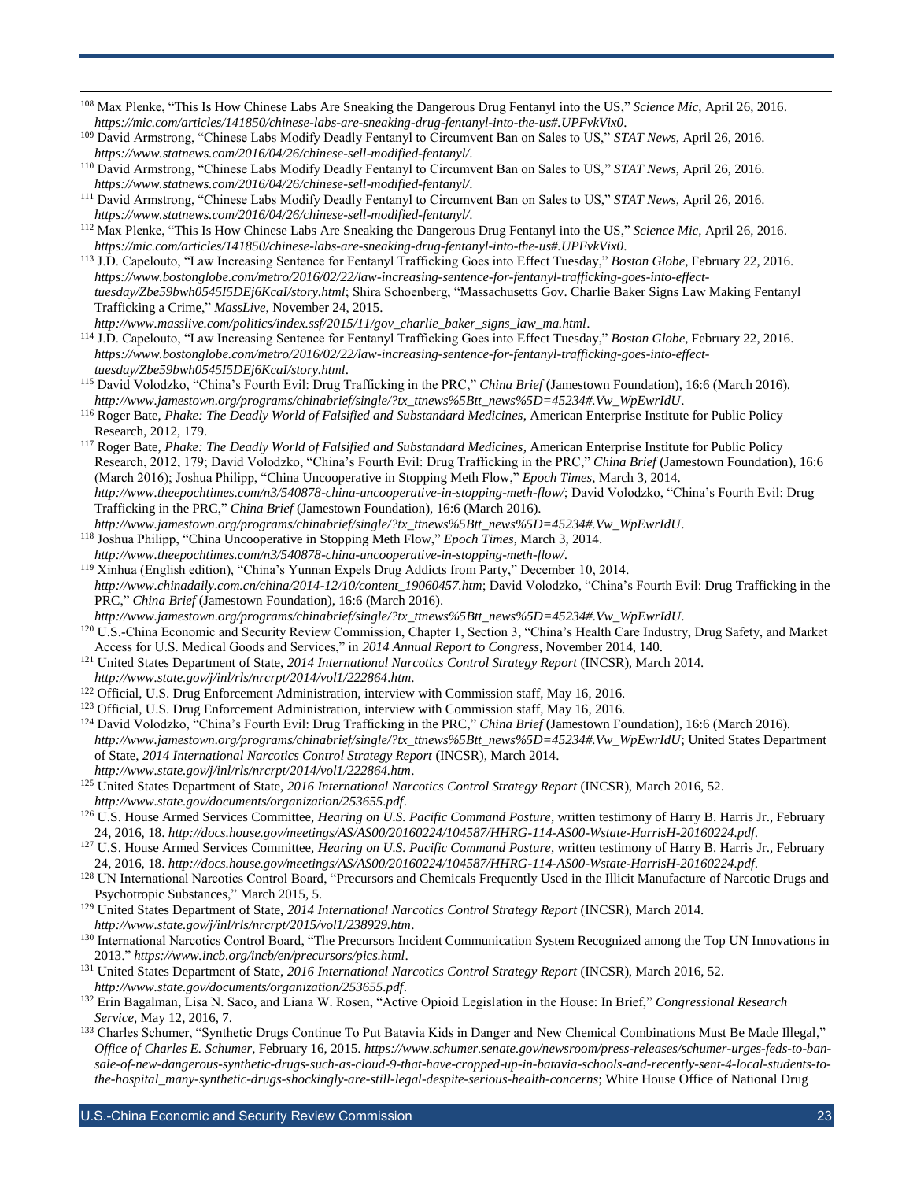[108] Max Plenke, "This Is How Chinese Labs Are Sneaking the Dangerous Drug Fentanyl into the US," *Science Mic*, April 26, 2016. *https://mic.com/articles/141850/chinese-labs-are-sneaking-drug-fentanyl-into-the-us#.UPFvkVix0*.

[109] David Armstrong, "Chinese Labs Modify Deadly Fentanyl to Circumvent Ban on Sales to US," *STAT News*, April 26, 2016. *https://www.statnews.com/2016/04/26/chinese-sell-modified-fentanyl/*.

[110] David Armstrong, "Chinese Labs Modify Deadly Fentanyl to Circumvent Ban on Sales to US," *STAT News*, April 26, 2016. *https://www.statnews.com/2016/04/26/chinese-sell-modified-fentanyl/*.

[111] David Armstrong, "Chinese Labs Modify Deadly Fentanyl to Circumvent Ban on Sales to US," *STAT News*, April 26, 2016. *https://www.statnews.com/2016/04/26/chinese-sell-modified-fentanyl/*.

[112] Max Plenke, "This Is How Chinese Labs Are Sneaking the Dangerous Drug Fentanyl into the US," *Science Mic*, April 26, 2016. *https://mic.com/articles/141850/chinese-labs-are-sneaking-drug-fentanyl-into-the-us#.UPFvkVix0*.

[113] J.D. Capelouto, "Law Increasing Sentence for Fentanyl Trafficking Goes into Effect Tuesday," *Boston Globe*, February 22, 2016. *https://www.bostonglobe.com/metro/2016/02/22/law-increasing-sentence-for-fentanyl-trafficking-goes-into-effect-tuesday/Zbe59bwh0545I5DEj6KcaI/story.html*; Shira Schoenberg, "Massachusetts Gov. Charlie Baker Signs Law Making Fentanyl Trafficking a Crime," *MassLive*, November 24, 2015. *http://www.masslive.com/politics/index.ssf/2015/11/gov_charlie_baker_signs_law_ma.html*.

[114] J.D. Capelouto, "Law Increasing Sentence for Fentanyl Trafficking Goes into Effect Tuesday," *Boston Globe*, February 22, 2016. *https://www.bostonglobe.com/metro/2016/02/22/law-increasing-sentence-for-fentanyl-trafficking-goes-into-effect-tuesday/Zbe59bwh0545I5DEj6KcaI/story.html*.

[115] David Volodzko, "China's Fourth Evil: Drug Trafficking in the PRC," *China Brief* (Jamestown Foundation), 16:6 (March 2016). *http://www.jamestown.org/programs/chinabrief/single/?tx_ttnews%5Btt_news%5D=45234#.Vw_WpEwrIdU*.

[116] Roger Bate, *Phake: The Deadly World of Falsified and Substandard Medicines*, American Enterprise Institute for Public Policy Research, 2012, 179.

[117] Roger Bate, *Phake: The Deadly World of Falsified and Substandard Medicines*, American Enterprise Institute for Public Policy Research, 2012, 179; David Volodzko, "China's Fourth Evil: Drug Trafficking in the PRC," *China Brief* (Jamestown Foundation), 16:6 (March 2016); Joshua Philipp, "China Uncooperative in Stopping Meth Flow," *Epoch Times*, March 3, 2014. *http://www.theepochtimes.com/n3/540878-china-uncooperative-in-stopping-meth-flow/*; David Volodzko, "China's Fourth Evil: Drug Trafficking in the PRC," *China Brief* (Jamestown Foundation), 16:6 (March 2016). *http://www.jamestown.org/programs/chinabrief/single/?tx_ttnews%5Btt_news%5D=45234#.Vw_WpEwrIdU*.

[118] Joshua Philipp, "China Uncooperative in Stopping Meth Flow," *Epoch Times*, March 3, 2014. *http://www.theepochtimes.com/n3/540878-china-uncooperative-in-stopping-meth-flow/*.

[119] Xinhua (English edition), "China's Yunnan Expels Drug Addicts from Party," December 10, 2014. *http://www.chinadaily.com.cn/china/2014-12/10/content_19060457.htm*; David Volodzko, "China's Fourth Evil: Drug Trafficking in the PRC," *China Brief* (Jamestown Foundation), 16:6 (March 2016). *http://www.jamestown.org/programs/chinabrief/single/?tx_ttnews%5Btt_news%5D=45234#.Vw_WpEwrIdU*.

[120] U.S.-China Economic and Security Review Commission, Chapter 1, Section 3, "China's Health Care Industry, Drug Safety, and Market Access for U.S. Medical Goods and Services," in *2014 Annual Report to Congress*, November 2014, 140.

[121] United States Department of State, *2014 International Narcotics Control Strategy Report* (INCSR), March 2014. *http://www.state.gov/j/inl/rls/nrcrpt/2014/vol1/222864.htm*.

[122] Official, U.S. Drug Enforcement Administration, interview with Commission staff, May 16, 2016.

[123] Official, U.S. Drug Enforcement Administration, interview with Commission staff, May 16, 2016.

[124] David Volodzko, "China's Fourth Evil: Drug Trafficking in the PRC," *China Brief* (Jamestown Foundation), 16:6 (March 2016). *http://www.jamestown.org/programs/chinabrief/single/?tx_ttnews%5Btt_news%5D=45234#.Vw_WpEwrIdU*; United States Department of State, *2014 International Narcotics Control Strategy Report* (INCSR), March 2014. *http://www.state.gov/j/inl/rls/nrcrpt/2014/vol1/222864.htm*.

[125] United States Department of State, *2016 International Narcotics Control Strategy Report* (INCSR), March 2016, 52. *http://www.state.gov/documents/organization/253655.pdf*.

[126] U.S. House Armed Services Committee, *Hearing on U.S. Pacific Command Posture*, written testimony of Harry B. Harris Jr., February 24, 2016, 18. *http://docs.house.gov/meetings/AS/AS00/20160224/104587/HHRG-114-AS00-Wstate-HarrisH-20160224.pdf*.

[127] U.S. House Armed Services Committee, *Hearing on U.S. Pacific Command Posture*, written testimony of Harry B. Harris Jr., February 24, 2016, 18. *http://docs.house.gov/meetings/AS/AS00/20160224/104587/HHRG-114-AS00-Wstate-HarrisH-20160224.pdf*.

[128] UN International Narcotics Control Board, "Precursors and Chemicals Frequently Used in the Illicit Manufacture of Narcotic Drugs and Psychotropic Substances," March 2015, 5.

[129] United States Department of State, *2014 International Narcotics Control Strategy Report* (INCSR), March 2014. *http://www.state.gov/j/inl/rls/nrcrpt/2015/vol1/238929.htm*.

[130] International Narcotics Control Board, "The Precursors Incident Communication System Recognized among the Top UN Innovations in 2013." *https://www.incb.org/incb/en/precursors/pics.html*.

[131] United States Department of State, *2016 International Narcotics Control Strategy Report* (INCSR), March 2016, 52. *http://www.state.gov/documents/organization/253655.pdf*.

[132] Erin Bagalman, Lisa N. Saco, and Liana W. Rosen, "Active Opioid Legislation in the House: In Brief," *Congressional Research Service*, May 12, 2016, 7.

[133] Charles Schumer, "Synthetic Drugs Continue To Put Batavia Kids in Danger and New Chemical Combinations Must Be Made Illegal," *Office of Charles E. Schumer*, February 16, 2015. *https://www.schumer.senate.gov/newsroom/press-releases/schumer-urges-feds-to-ban-sale-of-new-dangerous-synthetic-drugs-such-as-cloud-9-that-have-cropped-up-in-batavia-schools-and-recently-sent-4-local-students-to-the-hospital_many-synthetic-drugs-shockingly-are-still-legal-despite-serious-health-concerns*; White House Office of National Drug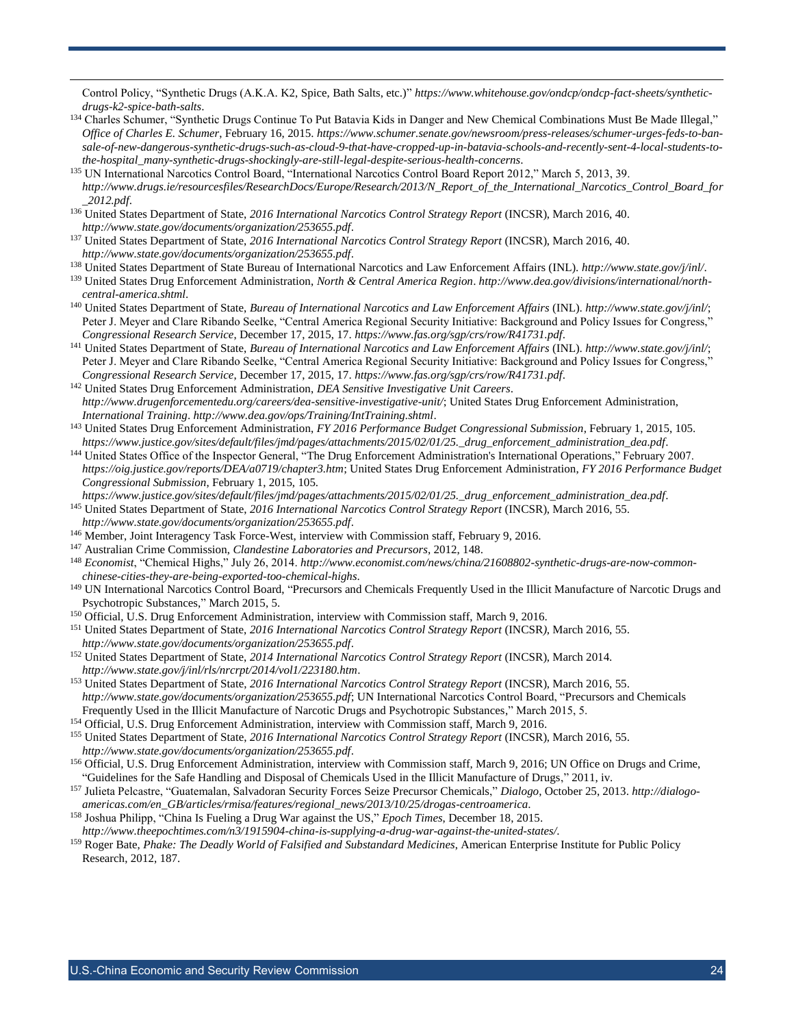Control Policy, "Synthetic Drugs (A.K.A. K2, Spice, Bath Salts, etc.)" *https://www.whitehouse.gov/ondcp/ondcp-fact-sheets/synthetic-drugs-k2-spice-bath-salts*.

[134] Charles Schumer, "Synthetic Drugs Continue To Put Batavia Kids in Danger and New Chemical Combinations Must Be Made Illegal," *Office of Charles E. Schumer*, February 16, 2015. *https://www.schumer.senate.gov/newsroom/press-releases/schumer-urges-feds-to-ban-sale-of-new-dangerous-synthetic-drugs-such-as-cloud-9-that-have-cropped-up-in-batavia-schools-and-recently-sent-4-local-students-to-the-hospital_many-synthetic-drugs-shockingly-are-still-legal-despite-serious-health-concerns*.

[135] UN International Narcotics Control Board, "International Narcotics Control Board Report 2012," March 5, 2013, 39. *http://www.drugs.ie/resourcesfiles/ResearchDocs/Europe/Research/2013/N_Report_of_the_International_Narcotics_Control_Board_for_2012.pdf*.

[136] United States Department of State, *2016 International Narcotics Control Strategy Report* (INCSR), March 2016, 40. *http://www.state.gov/documents/organization/253655.pdf*.

[137] United States Department of State, *2016 International Narcotics Control Strategy Report* (INCSR), March 2016, 40. *http://www.state.gov/documents/organization/253655.pdf*.

[138] United States Department of State Bureau of International Narcotics and Law Enforcement Affairs (INL). *http://www.state.gov/j/inl/*.

[139] United States Drug Enforcement Administration, *North & Central America Region*. *http://www.dea.gov/divisions/international/north-central-america.shtml*.

[140] United States Department of State, *Bureau of International Narcotics and Law Enforcement Affairs* (INL). *http://www.state.gov/j/inl/*; Peter J. Meyer and Clare Ribando Seelke, "Central America Regional Security Initiative: Background and Policy Issues for Congress," *Congressional Research Service*, December 17, 2015, 17. *https://www.fas.org/sgp/crs/row/R41731.pdf*.

[141] United States Department of State, *Bureau of International Narcotics and Law Enforcement Affairs* (INL). *http://www.state.gov/j/inl/*; Peter J. Meyer and Clare Ribando Seelke, "Central America Regional Security Initiative: Background and Policy Issues for Congress," *Congressional Research Service*, December 17, 2015, 17. *https://www.fas.org/sgp/crs/row/R41731.pdf*.

[142] United States Drug Enforcement Administration, *DEA Sensitive Investigative Unit Careers*. *http://www.drugenforcementedu.org/careers/dea-sensitive-investigative-unit/*; United States Drug Enforcement Administration, *International Training*. *http://www.dea.gov/ops/Training/IntTraining.shtml*.

[143] United States Drug Enforcement Administration, *FY 2016 Performance Budget Congressional Submission*, February 1, 2015, 105. *https://www.justice.gov/sites/default/files/jmd/pages/attachments/2015/02/01/25._drug_enforcement_administration_dea.pdf*.

[144] United States Office of the Inspector General, "The Drug Enforcement Administration's International Operations," February 2007. *https://oig.justice.gov/reports/DEA/a0719/chapter3.htm*; United States Drug Enforcement Administration, *FY 2016 Performance Budget Congressional Submission*, February 1, 2015, 105. *https://www.justice.gov/sites/default/files/jmd/pages/attachments/2015/02/01/25._drug_enforcement_administration_dea.pdf*.

[145] United States Department of State, *2016 International Narcotics Control Strategy Report* (INCSR), March 2016, 55. *http://www.state.gov/documents/organization/253655.pdf*.

[146] Member, Joint Interagency Task Force-West, interview with Commission staff, February 9, 2016.

[147] Australian Crime Commission, *Clandestine Laboratories and Precursors*, 2012, 148.

[148] *Economist*, "Chemical Highs," July 26, 2014. *http://www.economist.com/news/china/21608802-synthetic-drugs-are-now-common-chinese-cities-they-are-being-exported-too-chemical-highs*.

[149] UN International Narcotics Control Board, "Precursors and Chemicals Frequently Used in the Illicit Manufacture of Narcotic Drugs and Psychotropic Substances," March 2015, 5.

[150] Official, U.S. Drug Enforcement Administration, interview with Commission staff, March 9, 2016.

[151] United States Department of State, *2016 International Narcotics Control Strategy Report* (INCSR), March 2016, 55. *http://www.state.gov/documents/organization/253655.pdf*.

[152] United States Department of State, *2014 International Narcotics Control Strategy Report* (INCSR), March 2014. *http://www.state.gov/j/inl/rls/nrcrpt/2014/vol1/223180.htm*.

[153] United States Department of State, *2016 International Narcotics Control Strategy Report* (INCSR), March 2016, 55. *http://www.state.gov/documents/organization/253655.pdf*; UN International Narcotics Control Board, "Precursors and Chemicals Frequently Used in the Illicit Manufacture of Narcotic Drugs and Psychotropic Substances," March 2015, 5.

[154] Official, U.S. Drug Enforcement Administration, interview with Commission staff, March 9, 2016.

[155] United States Department of State, *2016 International Narcotics Control Strategy Report* (INCSR), March 2016, 55. *http://www.state.gov/documents/organization/253655.pdf*.

[156] Official, U.S. Drug Enforcement Administration, interview with Commission staff, March 9, 2016; UN Office on Drugs and Crime, "Guidelines for the Safe Handling and Disposal of Chemicals Used in the Illicit Manufacture of Drugs," 2011, iv.

[157] Julieta Pelcastre, "Guatemalan, Salvadoran Security Forces Seize Precursor Chemicals," *Dialogo*, October 25, 2013. *http://dialogo-americas.com/en_GB/articles/rmisa/features/regional_news/2013/10/25/drogas-centroamerica*.

[158] Joshua Philipp, "China Is Fueling a Drug War against the US," *Epoch Times*, December 18, 2015. *http://www.theepochtimes.com/n3/1915904-china-is-supplying-a-drug-war-against-the-united-states/*.

[159] Roger Bate, *Phake: The Deadly World of Falsified and Substandard Medicines*, American Enterprise Institute for Public Policy Research, 2012, 187.